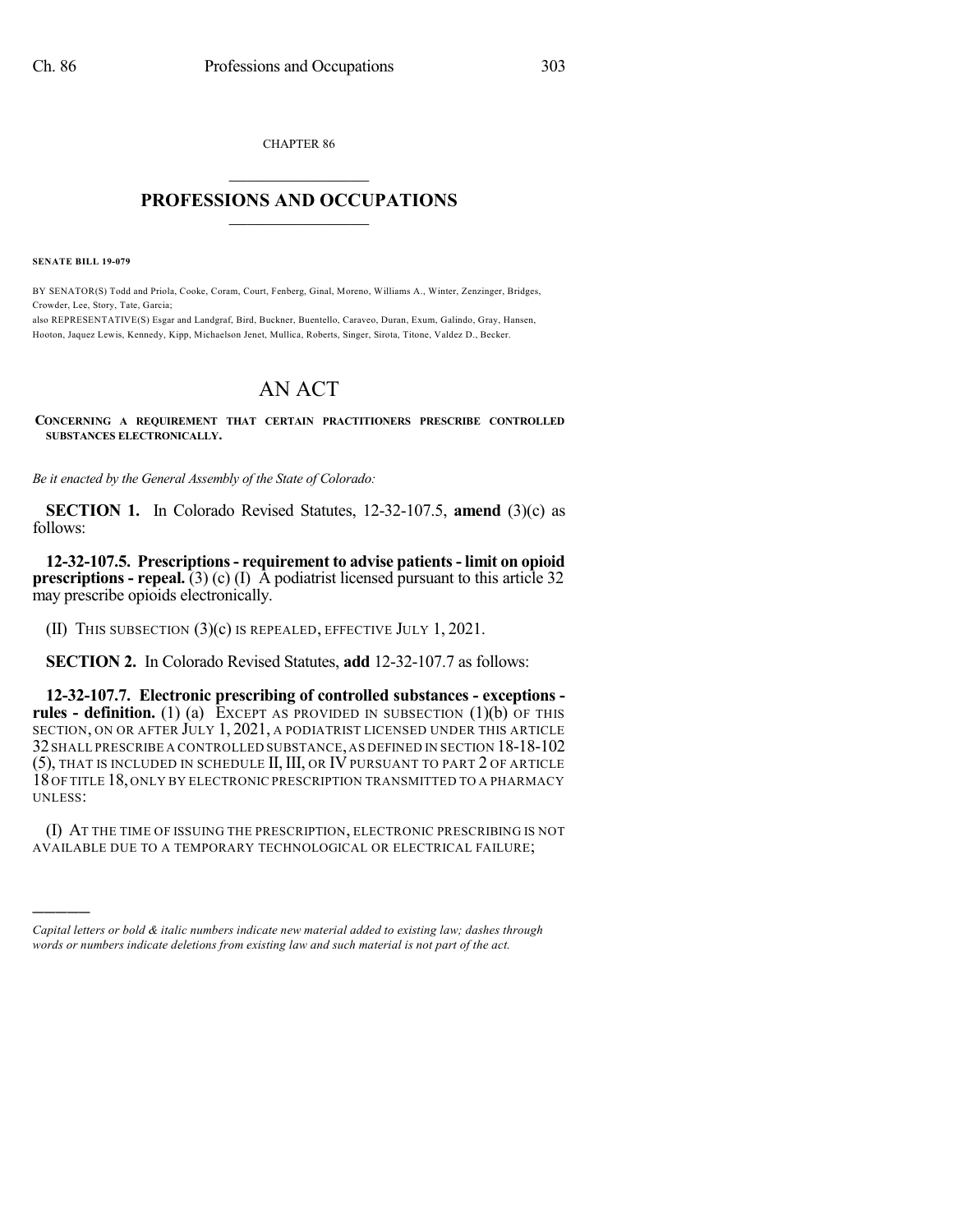CHAPTER 86

# PROFESSIONS AND OCCUPATIONS

**SENATE BILL 19-079**

BY SENATOR(S) Todd and Priola, Cooke, Coram, Court, Fenberg, Ginal, Moreno, Williams A., Winter, Zenzinger, Bridges, Crowder, Lee, Story, Tate, Garcia;
also REPRESENTATIVE(S) Esgar and Landgraf, Bird, Buckner, Buentello, Caraveo, Duran, Exum, Galindo, Gray, Hansen, Hooton, Jaquez Lewis, Kennedy, Kipp, Michaelson Jenet, Mullica, Roberts, Singer, Sirota, Titone, Valdez D., Becker.

# AN ACT

**CONCERNING A REQUIREMENT THAT CERTAIN PRACTITIONERS PRESCRIBE CONTROLLED SUBSTANCES ELECTRONICALLY.**

*Be it enacted by the General Assembly of the State of Colorado:*

**SECTION 1.** In Colorado Revised Statutes, 12-32-107.5, **amend** (3)(c) as follows:

**12-32-107.5. Prescriptions - requirement to advise patients - limit on opioid prescriptions - repeal.** (3) (c) (I) A podiatrist licensed pursuant to this article 32 may prescribe opioids electronically.

(II) THIS SUBSECTION (3)(c) IS REPEALED, EFFECTIVE JULY 1, 2021.

**SECTION 2.** In Colorado Revised Statutes, **add** 12-32-107.7 as follows:

**12-32-107.7. Electronic prescribing of controlled substances - exceptions - rules - definition.** (1) (a) EXCEPT AS PROVIDED IN SUBSECTION (1)(b) OF THIS SECTION, ON OR AFTER JULY 1, 2021, A PODIATRIST LICENSED UNDER THIS ARTICLE 32 SHALL PRESCRIBE A CONTROLLED SUBSTANCE, AS DEFINED IN SECTION 18-18-102 (5), THAT IS INCLUDED IN SCHEDULE II, III, OR IV PURSUANT TO PART 2 OF ARTICLE 18 OF TITLE 18, ONLY BY ELECTRONIC PRESCRIPTION TRANSMITTED TO A PHARMACY UNLESS:

(I) AT THE TIME OF ISSUING THE PRESCRIPTION, ELECTRONIC PRESCRIBING IS NOT AVAILABLE DUE TO A TEMPORARY TECHNOLOGICAL OR ELECTRICAL FAILURE;

---

*Capital letters or bold & italic numbers indicate new material added to existing law; dashes through words or numbers indicate deletions from existing law and such material is not part of the act.*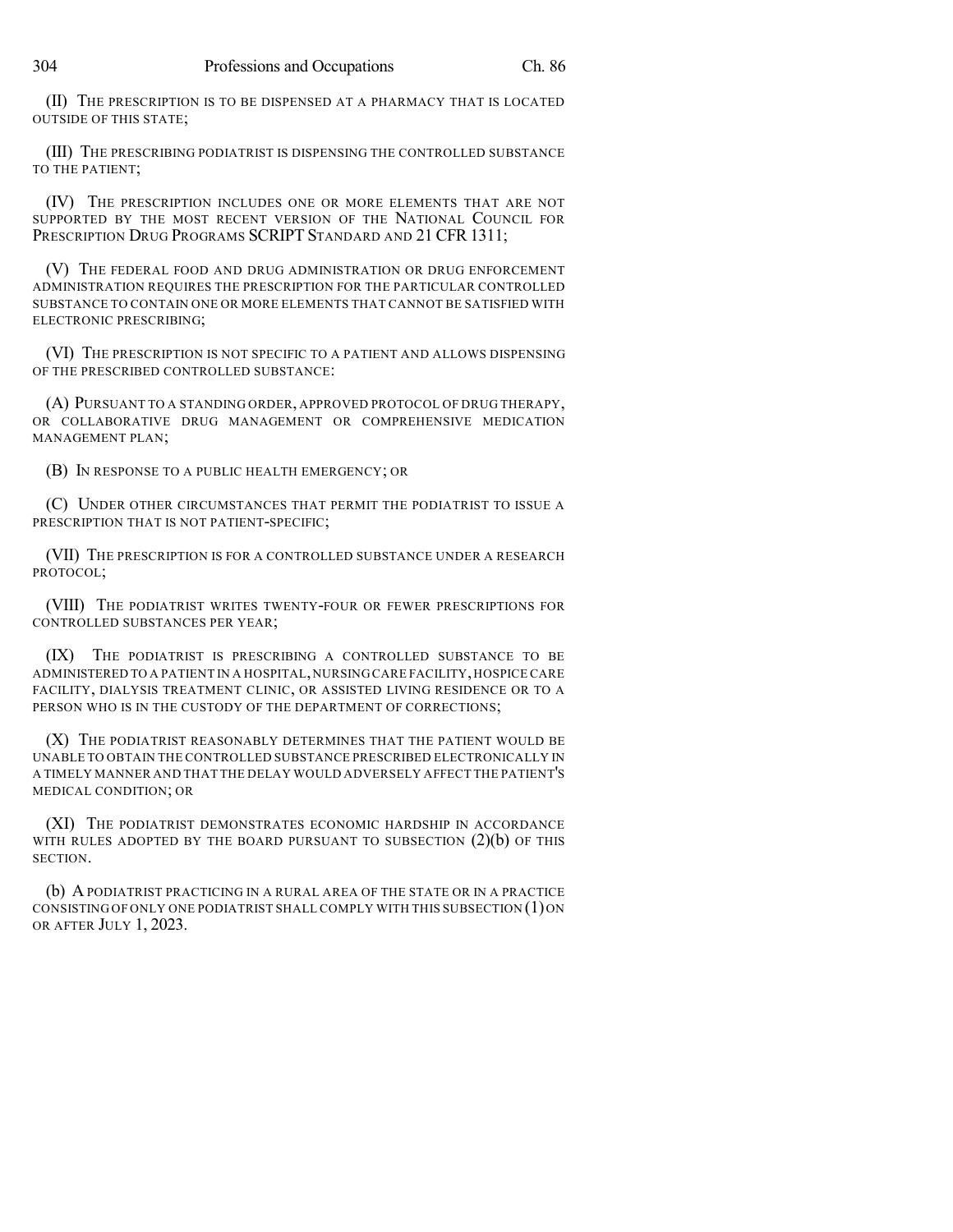(II) THE PRESCRIPTION IS TO BE DISPENSED AT A PHARMACY THAT IS LOCATED OUTSIDE OF THIS STATE;

(III) THE PRESCRIBING PODIATRIST IS DISPENSING THE CONTROLLED SUBSTANCE TO THE PATIENT;

(IV) THE PRESCRIPTION INCLUDES ONE OR MORE ELEMENTS THAT ARE NOT SUPPORTED BY THE MOST RECENT VERSION OF THE NATIONAL COUNCIL FOR PRESCRIPTION DRUG PROGRAMS SCRIPT STANDARD AND 21 CFR 1311;

(V) THE FEDERAL FOOD AND DRUG ADMINISTRATION OR DRUG ENFORCEMENT ADMINISTRATION REQUIRES THE PRESCRIPTION FOR THE PARTICULAR CONTROLLED SUBSTANCE TO CONTAIN ONE OR MORE ELEMENTS THAT CANNOT BE SATISFIED WITH ELECTRONIC PRESCRIBING;

(VI) THE PRESCRIPTION IS NOT SPECIFIC TO A PATIENT AND ALLOWS DISPENSING OF THE PRESCRIBED CONTROLLED SUBSTANCE:

(A) PURSUANT TO A STANDING ORDER, APPROVED PROTOCOL OF DRUG THERAPY, OR COLLABORATIVE DRUG MANAGEMENT OR COMPREHENSIVE MEDICATION MANAGEMENT PLAN;

(B) IN RESPONSE TO A PUBLIC HEALTH EMERGENCY; OR

(C) UNDER OTHER CIRCUMSTANCES THAT PERMIT THE PODIATRIST TO ISSUE A PRESCRIPTION THAT IS NOT PATIENT-SPECIFIC;

(VII) THE PRESCRIPTION IS FOR A CONTROLLED SUBSTANCE UNDER A RESEARCH PROTOCOL;

(VIII) THE PODIATRIST WRITES TWENTY-FOUR OR FEWER PRESCRIPTIONS FOR CONTROLLED SUBSTANCES PER YEAR;

(IX) THE PODIATRIST IS PRESCRIBING A CONTROLLED SUBSTANCE TO BE ADMINISTERED TO A PATIENT IN A HOSPITAL, NURSING CARE FACILITY, HOSPICE CARE FACILITY, DIALYSIS TREATMENT CLINIC, OR ASSISTED LIVING RESIDENCE OR TO A PERSON WHO IS IN THE CUSTODY OF THE DEPARTMENT OF CORRECTIONS;

(X) THE PODIATRIST REASONABLY DETERMINES THAT THE PATIENT WOULD BE UNABLE TO OBTAIN THE CONTROLLED SUBSTANCE PRESCRIBED ELECTRONICALLY IN A TIMELY MANNER AND THAT THE DELAY WOULD ADVERSELY AFFECT THE PATIENT'S MEDICAL CONDITION; OR

(XI) THE PODIATRIST DEMONSTRATES ECONOMIC HARDSHIP IN ACCORDANCE WITH RULES ADOPTED BY THE BOARD PURSUANT TO SUBSECTION (2)(b) OF THIS SECTION.

(b) A PODIATRIST PRACTICING IN A RURAL AREA OF THE STATE OR IN A PRACTICE CONSISTING OF ONLY ONE PODIATRIST SHALL COMPLY WITH THIS SUBSECTION (1) ON OR AFTER JULY 1, 2023.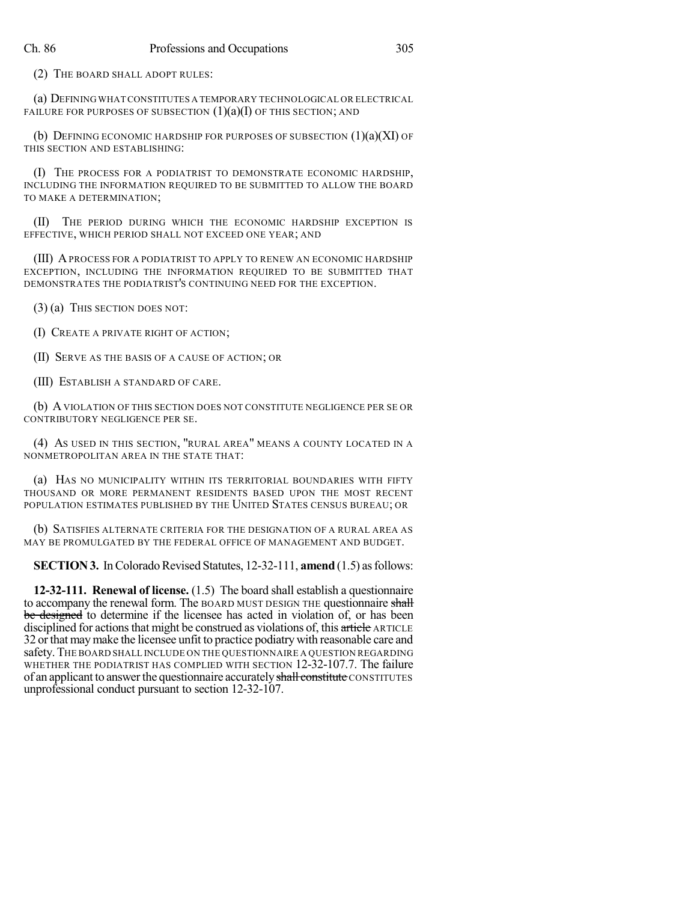(2) THE BOARD SHALL ADOPT RULES:

(a) DEFINING WHAT CONSTITUTES A TEMPORARY TECHNOLOGICAL OR ELECTRICAL FAILURE FOR PURPOSES OF SUBSECTION (1)(a)(I) OF THIS SECTION; AND

(b) DEFINING ECONOMIC HARDSHIP FOR PURPOSES OF SUBSECTION (1)(a)(XI) OF THIS SECTION AND ESTABLISHING:

(I) THE PROCESS FOR A PODIATRIST TO DEMONSTRATE ECONOMIC HARDSHIP, INCLUDING THE INFORMATION REQUIRED TO BE SUBMITTED TO ALLOW THE BOARD TO MAKE A DETERMINATION;

(II) THE PERIOD DURING WHICH THE ECONOMIC HARDSHIP EXCEPTION IS EFFECTIVE, WHICH PERIOD SHALL NOT EXCEED ONE YEAR; AND

(III) A PROCESS FOR A PODIATRIST TO APPLY TO RENEW AN ECONOMIC HARDSHIP EXCEPTION, INCLUDING THE INFORMATION REQUIRED TO BE SUBMITTED THAT DEMONSTRATES THE PODIATRIST'S CONTINUING NEED FOR THE EXCEPTION.

(3) (a) THIS SECTION DOES NOT:

(I) CREATE A PRIVATE RIGHT OF ACTION;

(II) SERVE AS THE BASIS OF A CAUSE OF ACTION; OR

(III) ESTABLISH A STANDARD OF CARE.

(b) A VIOLATION OF THIS SECTION DOES NOT CONSTITUTE NEGLIGENCE PER SE OR CONTRIBUTORY NEGLIGENCE PER SE.

(4) AS USED IN THIS SECTION, "RURAL AREA" MEANS A COUNTY LOCATED IN A NONMETROPOLITAN AREA IN THE STATE THAT:

(a) HAS NO MUNICIPALITY WITHIN ITS TERRITORIAL BOUNDARIES WITH FIFTY THOUSAND OR MORE PERMANENT RESIDENTS BASED UPON THE MOST RECENT POPULATION ESTIMATES PUBLISHED BY THE UNITED STATES CENSUS BUREAU; OR

(b) SATISFIES ALTERNATE CRITERIA FOR THE DESIGNATION OF A RURAL AREA AS MAY BE PROMULGATED BY THE FEDERAL OFFICE OF MANAGEMENT AND BUDGET.

**SECTION 3.** In Colorado Revised Statutes, 12-32-111, **amend** (1.5) as follows:

**12-32-111. Renewal of license.** (1.5) The board shall establish a questionnaire to accompany the renewal form. The BOARD MUST DESIGN THE questionnaire ~~shall be designed~~ to determine if the licensee has acted in violation of, or has been disciplined for actions that might be construed as violations of, this ~~article~~ ARTICLE 32 or that may make the licensee unfit to practice podiatry with reasonable care and safety. THE BOARD SHALL INCLUDE ON THE QUESTIONNAIRE A QUESTION REGARDING WHETHER THE PODIATRIST HAS COMPLIED WITH SECTION 12-32-107.7. The failure of an applicant to answer the questionnaire accurately ~~shall constitute~~ CONSTITUTES unprofessional conduct pursuant to section 12-32-107.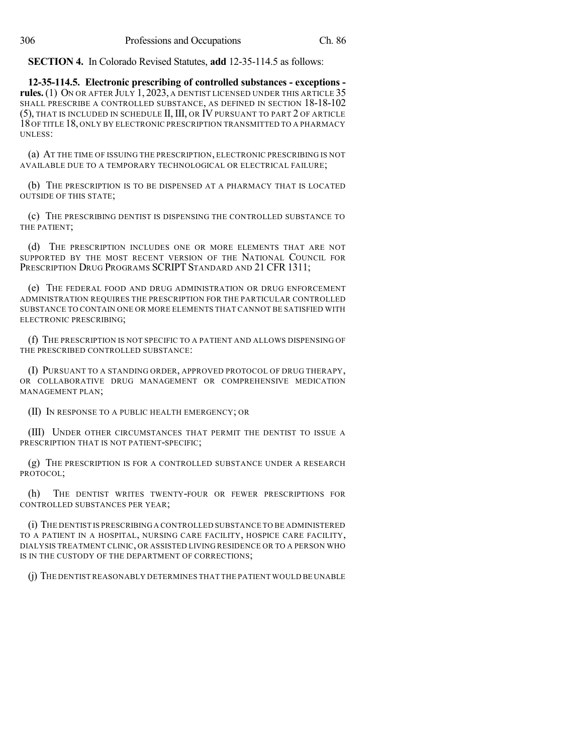**SECTION 4.** In Colorado Revised Statutes, **add** 12-35-114.5 as follows:

**12-35-114.5. Electronic prescribing of controlled substances - exceptions - rules.** (1) ON OR AFTER JULY 1, 2023, A DENTIST LICENSED UNDER THIS ARTICLE 35 SHALL PRESCRIBE A CONTROLLED SUBSTANCE, AS DEFINED IN SECTION 18-18-102 (5), THAT IS INCLUDED IN SCHEDULE II, III, OR IV PURSUANT TO PART 2 OF ARTICLE 18 OF TITLE 18, ONLY BY ELECTRONIC PRESCRIPTION TRANSMITTED TO A PHARMACY UNLESS:

(a) AT THE TIME OF ISSUING THE PRESCRIPTION, ELECTRONIC PRESCRIBING IS NOT AVAILABLE DUE TO A TEMPORARY TECHNOLOGICAL OR ELECTRICAL FAILURE;

(b) THE PRESCRIPTION IS TO BE DISPENSED AT A PHARMACY THAT IS LOCATED OUTSIDE OF THIS STATE;

(c) THE PRESCRIBING DENTIST IS DISPENSING THE CONTROLLED SUBSTANCE TO THE PATIENT;

(d) THE PRESCRIPTION INCLUDES ONE OR MORE ELEMENTS THAT ARE NOT SUPPORTED BY THE MOST RECENT VERSION OF THE NATIONAL COUNCIL FOR PRESCRIPTION DRUG PROGRAMS SCRIPT STANDARD AND 21 CFR 1311;

(e) THE FEDERAL FOOD AND DRUG ADMINISTRATION OR DRUG ENFORCEMENT ADMINISTRATION REQUIRES THE PRESCRIPTION FOR THE PARTICULAR CONTROLLED SUBSTANCE TO CONTAIN ONE OR MORE ELEMENTS THAT CANNOT BE SATISFIED WITH ELECTRONIC PRESCRIBING;

(f) THE PRESCRIPTION IS NOT SPECIFIC TO A PATIENT AND ALLOWS DISPENSING OF THE PRESCRIBED CONTROLLED SUBSTANCE:

(I) PURSUANT TO A STANDING ORDER, APPROVED PROTOCOL OF DRUG THERAPY, OR COLLABORATIVE DRUG MANAGEMENT OR COMPREHENSIVE MEDICATION MANAGEMENT PLAN;

(II) IN RESPONSE TO A PUBLIC HEALTH EMERGENCY; OR

(III) UNDER OTHER CIRCUMSTANCES THAT PERMIT THE DENTIST TO ISSUE A PRESCRIPTION THAT IS NOT PATIENT-SPECIFIC;

(g) THE PRESCRIPTION IS FOR A CONTROLLED SUBSTANCE UNDER A RESEARCH PROTOCOL;

(h) THE DENTIST WRITES TWENTY-FOUR OR FEWER PRESCRIPTIONS FOR CONTROLLED SUBSTANCES PER YEAR;

(i) THE DENTIST IS PRESCRIBING A CONTROLLED SUBSTANCE TO BE ADMINISTERED TO A PATIENT IN A HOSPITAL, NURSING CARE FACILITY, HOSPICE CARE FACILITY, DIALYSIS TREATMENT CLINIC, OR ASSISTED LIVING RESIDENCE OR TO A PERSON WHO IS IN THE CUSTODY OF THE DEPARTMENT OF CORRECTIONS;

(j) THE DENTIST REASONABLY DETERMINES THAT THE PATIENT WOULD BE UNABLE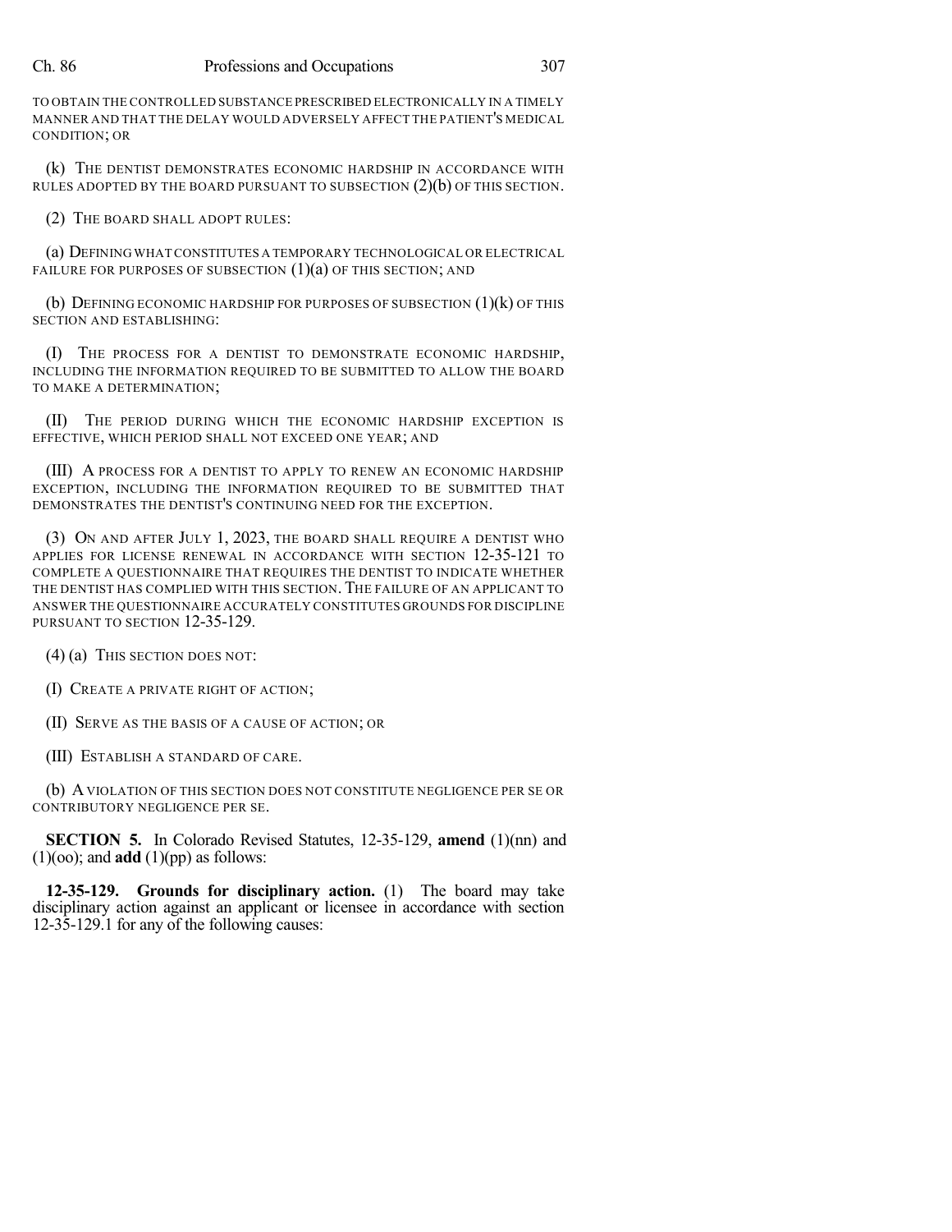TO OBTAIN THE CONTROLLED SUBSTANCE PRESCRIBED ELECTRONICALLY IN A TIMELY MANNER AND THAT THE DELAY WOULD ADVERSELY AFFECT THE PATIENT'S MEDICAL CONDITION; OR

(k) THE DENTIST DEMONSTRATES ECONOMIC HARDSHIP IN ACCORDANCE WITH RULES ADOPTED BY THE BOARD PURSUANT TO SUBSECTION (2)(b) OF THIS SECTION.

(2) THE BOARD SHALL ADOPT RULES:

(a) DEFINING WHAT CONSTITUTES A TEMPORARY TECHNOLOGICAL OR ELECTRICAL FAILURE FOR PURPOSES OF SUBSECTION (1)(a) OF THIS SECTION; AND

(b) DEFINING ECONOMIC HARDSHIP FOR PURPOSES OF SUBSECTION (1)(k) OF THIS SECTION AND ESTABLISHING:

(I) THE PROCESS FOR A DENTIST TO DEMONSTRATE ECONOMIC HARDSHIP, INCLUDING THE INFORMATION REQUIRED TO BE SUBMITTED TO ALLOW THE BOARD TO MAKE A DETERMINATION;

(II) THE PERIOD DURING WHICH THE ECONOMIC HARDSHIP EXCEPTION IS EFFECTIVE, WHICH PERIOD SHALL NOT EXCEED ONE YEAR; AND

(III) A PROCESS FOR A DENTIST TO APPLY TO RENEW AN ECONOMIC HARDSHIP EXCEPTION, INCLUDING THE INFORMATION REQUIRED TO BE SUBMITTED THAT DEMONSTRATES THE DENTIST'S CONTINUING NEED FOR THE EXCEPTION.

(3) ON AND AFTER JULY 1, 2023, THE BOARD SHALL REQUIRE A DENTIST WHO APPLIES FOR LICENSE RENEWAL IN ACCORDANCE WITH SECTION 12-35-121 TO COMPLETE A QUESTIONNAIRE THAT REQUIRES THE DENTIST TO INDICATE WHETHER THE DENTIST HAS COMPLIED WITH THIS SECTION. THE FAILURE OF AN APPLICANT TO ANSWER THE QUESTIONNAIRE ACCURATELY CONSTITUTES GROUNDS FOR DISCIPLINE PURSUANT TO SECTION 12-35-129.

(4) (a) THIS SECTION DOES NOT:

(I) CREATE A PRIVATE RIGHT OF ACTION;

(II) SERVE AS THE BASIS OF A CAUSE OF ACTION; OR

(III) ESTABLISH A STANDARD OF CARE.

(b) A VIOLATION OF THIS SECTION DOES NOT CONSTITUTE NEGLIGENCE PER SE OR CONTRIBUTORY NEGLIGENCE PER SE.

**SECTION 5.** In Colorado Revised Statutes, 12-35-129, **amend** (1)(nn) and (1)(oo); and **add** (1)(pp) as follows:

**12-35-129. Grounds for disciplinary action.** (1) The board may take disciplinary action against an applicant or licensee in accordance with section 12-35-129.1 for any of the following causes: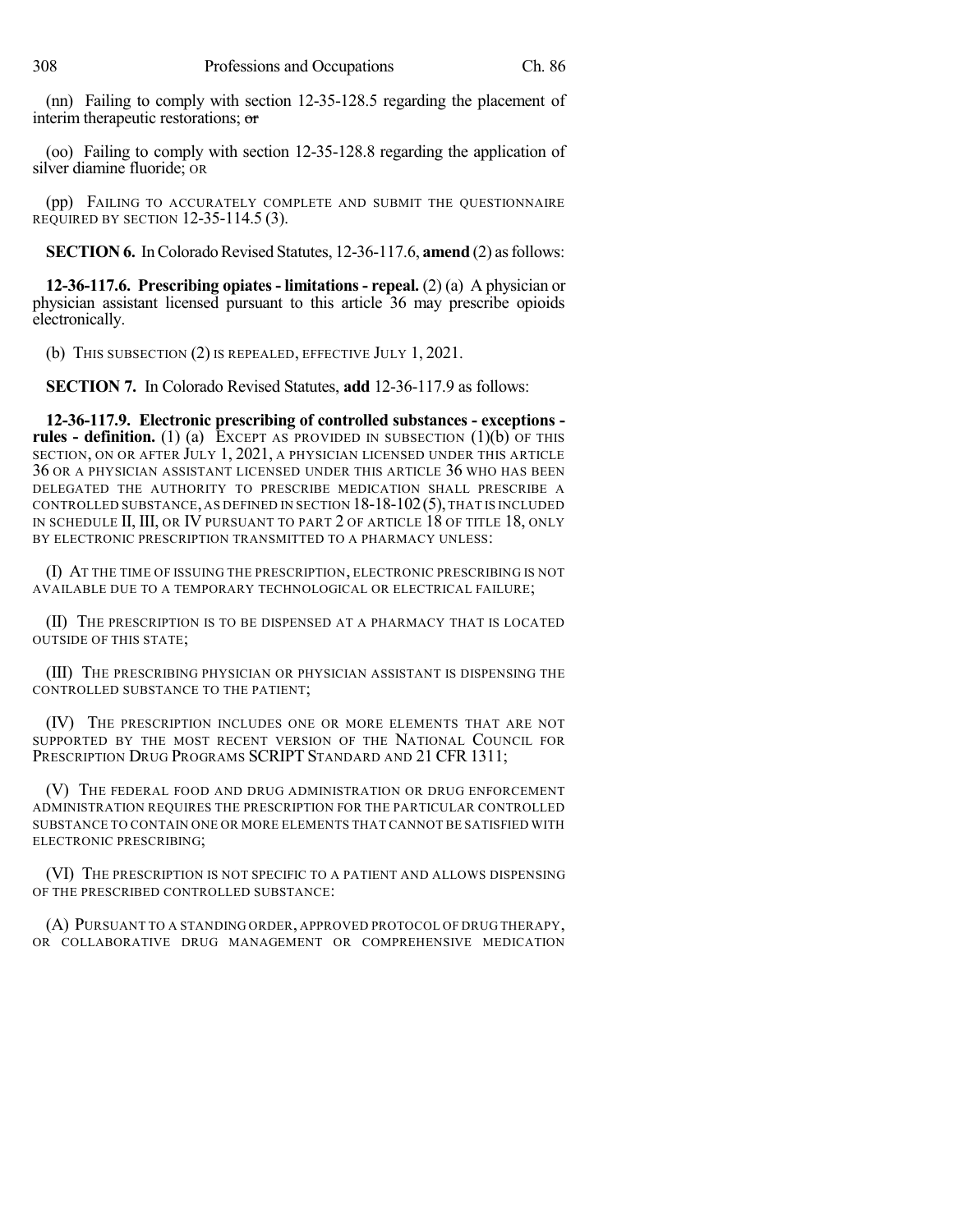(nn) Failing to comply with section 12-35-128.5 regarding the placement of interim therapeutic restorations; ~~or~~

(oo) Failing to comply with section 12-35-128.8 regarding the application of silver diamine fluoride; OR

(pp) FAILING TO ACCURATELY COMPLETE AND SUBMIT THE QUESTIONNAIRE REQUIRED BY SECTION 12-35-114.5 (3).

**SECTION 6.** In Colorado Revised Statutes, 12-36-117.6, **amend** (2) as follows:

**12-36-117.6. Prescribing opiates - limitations - repeal.** (2) (a) A physician or physician assistant licensed pursuant to this article 36 may prescribe opioids electronically.

(b) THIS SUBSECTION (2) IS REPEALED, EFFECTIVE JULY 1, 2021.

**SECTION 7.** In Colorado Revised Statutes, **add** 12-36-117.9 as follows:

**12-36-117.9. Electronic prescribing of controlled substances - exceptions - rules - definition.** (1) (a) EXCEPT AS PROVIDED IN SUBSECTION (1)(b) OF THIS SECTION, ON OR AFTER JULY 1, 2021, A PHYSICIAN LICENSED UNDER THIS ARTICLE 36 OR A PHYSICIAN ASSISTANT LICENSED UNDER THIS ARTICLE 36 WHO HAS BEEN DELEGATED THE AUTHORITY TO PRESCRIBE MEDICATION SHALL PRESCRIBE A CONTROLLED SUBSTANCE, AS DEFINED IN SECTION 18-18-102 (5), THAT IS INCLUDED IN SCHEDULE II, III, OR IV PURSUANT TO PART 2 OF ARTICLE 18 OF TITLE 18, ONLY BY ELECTRONIC PRESCRIPTION TRANSMITTED TO A PHARMACY UNLESS:

(I) AT THE TIME OF ISSUING THE PRESCRIPTION, ELECTRONIC PRESCRIBING IS NOT AVAILABLE DUE TO A TEMPORARY TECHNOLOGICAL OR ELECTRICAL FAILURE;

(II) THE PRESCRIPTION IS TO BE DISPENSED AT A PHARMACY THAT IS LOCATED OUTSIDE OF THIS STATE;

(III) THE PRESCRIBING PHYSICIAN OR PHYSICIAN ASSISTANT IS DISPENSING THE CONTROLLED SUBSTANCE TO THE PATIENT;

(IV) THE PRESCRIPTION INCLUDES ONE OR MORE ELEMENTS THAT ARE NOT SUPPORTED BY THE MOST RECENT VERSION OF THE NATIONAL COUNCIL FOR PRESCRIPTION DRUG PROGRAMS SCRIPT STANDARD AND 21 CFR 1311;

(V) THE FEDERAL FOOD AND DRUG ADMINISTRATION OR DRUG ENFORCEMENT ADMINISTRATION REQUIRES THE PRESCRIPTION FOR THE PARTICULAR CONTROLLED SUBSTANCE TO CONTAIN ONE OR MORE ELEMENTS THAT CANNOT BE SATISFIED WITH ELECTRONIC PRESCRIBING;

(VI) THE PRESCRIPTION IS NOT SPECIFIC TO A PATIENT AND ALLOWS DISPENSING OF THE PRESCRIBED CONTROLLED SUBSTANCE:

(A) PURSUANT TO A STANDING ORDER, APPROVED PROTOCOL OF DRUG THERAPY, OR COLLABORATIVE DRUG MANAGEMENT OR COMPREHENSIVE MEDICATION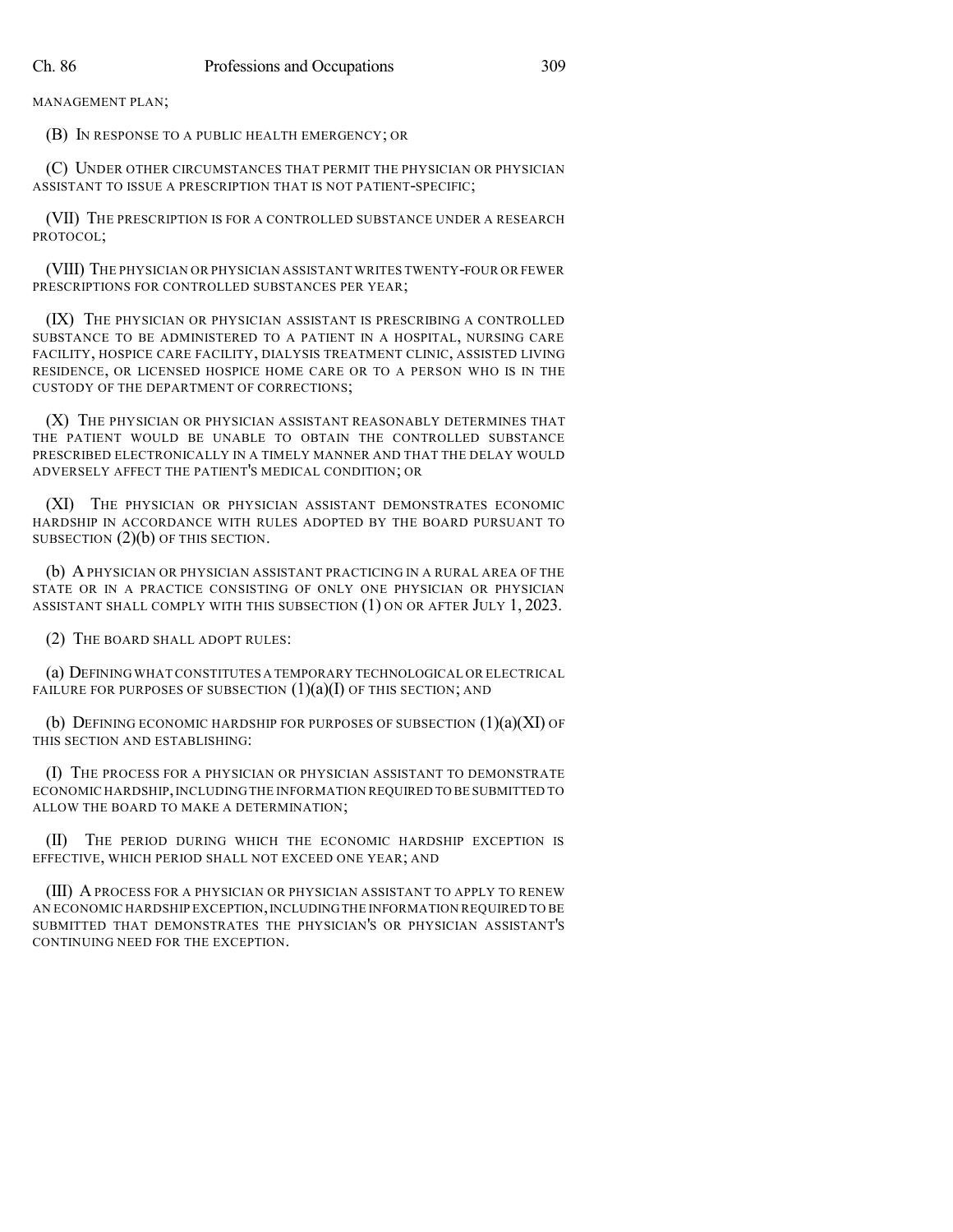MANAGEMENT PLAN;

(B) IN RESPONSE TO A PUBLIC HEALTH EMERGENCY; OR

(C) UNDER OTHER CIRCUMSTANCES THAT PERMIT THE PHYSICIAN OR PHYSICIAN ASSISTANT TO ISSUE A PRESCRIPTION THAT IS NOT PATIENT-SPECIFIC;

(VII) THE PRESCRIPTION IS FOR A CONTROLLED SUBSTANCE UNDER A RESEARCH PROTOCOL;

(VIII) THE PHYSICIAN OR PHYSICIAN ASSISTANT WRITES TWENTY-FOUR OR FEWER PRESCRIPTIONS FOR CONTROLLED SUBSTANCES PER YEAR;

(IX) THE PHYSICIAN OR PHYSICIAN ASSISTANT IS PRESCRIBING A CONTROLLED SUBSTANCE TO BE ADMINISTERED TO A PATIENT IN A HOSPITAL, NURSING CARE FACILITY, HOSPICE CARE FACILITY, DIALYSIS TREATMENT CLINIC, ASSISTED LIVING RESIDENCE, OR LICENSED HOSPICE HOME CARE OR TO A PERSON WHO IS IN THE CUSTODY OF THE DEPARTMENT OF CORRECTIONS;

(X) THE PHYSICIAN OR PHYSICIAN ASSISTANT REASONABLY DETERMINES THAT THE PATIENT WOULD BE UNABLE TO OBTAIN THE CONTROLLED SUBSTANCE PRESCRIBED ELECTRONICALLY IN A TIMELY MANNER AND THAT THE DELAY WOULD ADVERSELY AFFECT THE PATIENT'S MEDICAL CONDITION; OR

(XI) THE PHYSICIAN OR PHYSICIAN ASSISTANT DEMONSTRATES ECONOMIC HARDSHIP IN ACCORDANCE WITH RULES ADOPTED BY THE BOARD PURSUANT TO SUBSECTION (2)(b) OF THIS SECTION.

(b) A PHYSICIAN OR PHYSICIAN ASSISTANT PRACTICING IN A RURAL AREA OF THE STATE OR IN A PRACTICE CONSISTING OF ONLY ONE PHYSICIAN OR PHYSICIAN ASSISTANT SHALL COMPLY WITH THIS SUBSECTION (1) ON OR AFTER JULY 1, 2023.

(2) THE BOARD SHALL ADOPT RULES:

(a) DEFINING WHAT CONSTITUTES A TEMPORARY TECHNOLOGICAL OR ELECTRICAL FAILURE FOR PURPOSES OF SUBSECTION (1)(a)(I) OF THIS SECTION; AND

(b) DEFINING ECONOMIC HARDSHIP FOR PURPOSES OF SUBSECTION (1)(a)(XI) OF THIS SECTION AND ESTABLISHING:

(I) THE PROCESS FOR A PHYSICIAN OR PHYSICIAN ASSISTANT TO DEMONSTRATE ECONOMIC HARDSHIP, INCLUDING THE INFORMATION REQUIRED TO BE SUBMITTED TO ALLOW THE BOARD TO MAKE A DETERMINATION;

(II) THE PERIOD DURING WHICH THE ECONOMIC HARDSHIP EXCEPTION IS EFFECTIVE, WHICH PERIOD SHALL NOT EXCEED ONE YEAR; AND

(III) A PROCESS FOR A PHYSICIAN OR PHYSICIAN ASSISTANT TO APPLY TO RENEW AN ECONOMIC HARDSHIP EXCEPTION, INCLUDING THE INFORMATION REQUIRED TO BE SUBMITTED THAT DEMONSTRATES THE PHYSICIAN'S OR PHYSICIAN ASSISTANT'S CONTINUING NEED FOR THE EXCEPTION.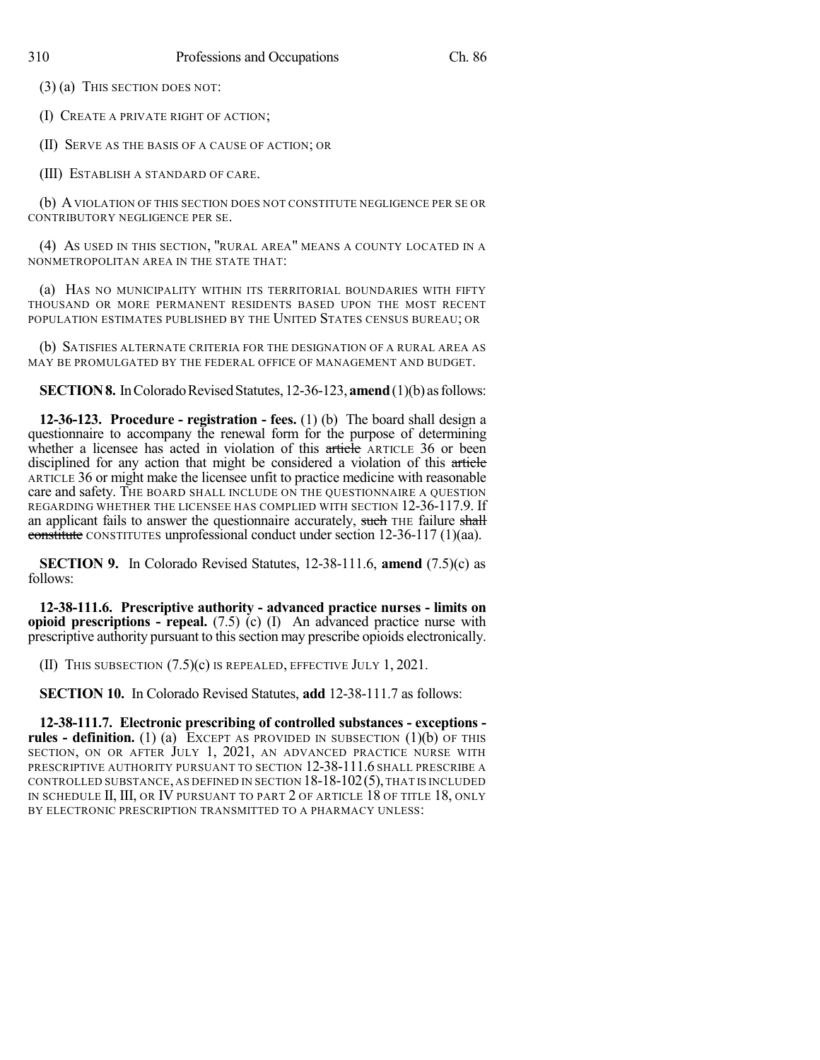(3) (a) THIS SECTION DOES NOT:

(I) CREATE A PRIVATE RIGHT OF ACTION;

(II) SERVE AS THE BASIS OF A CAUSE OF ACTION; OR

(III) ESTABLISH A STANDARD OF CARE.

(b) A VIOLATION OF THIS SECTION DOES NOT CONSTITUTE NEGLIGENCE PER SE OR CONTRIBUTORY NEGLIGENCE PER SE.

(4) AS USED IN THIS SECTION, "RURAL AREA" MEANS A COUNTY LOCATED IN A NONMETROPOLITAN AREA IN THE STATE THAT:

(a) HAS NO MUNICIPALITY WITHIN ITS TERRITORIAL BOUNDARIES WITH FIFTY THOUSAND OR MORE PERMANENT RESIDENTS BASED UPON THE MOST RECENT POPULATION ESTIMATES PUBLISHED BY THE UNITED STATES CENSUS BUREAU; OR

(b) SATISFIES ALTERNATE CRITERIA FOR THE DESIGNATION OF A RURAL AREA AS MAY BE PROMULGATED BY THE FEDERAL OFFICE OF MANAGEMENT AND BUDGET.

**SECTION 8.** In Colorado Revised Statutes, 12-36-123, **amend** (1)(b) as follows:

**12-36-123. Procedure - registration - fees.** (1) (b) The board shall design a questionnaire to accompany the renewal form for the purpose of determining whether a licensee has acted in violation of this ~~article~~ ARTICLE 36 or been disciplined for any action that might be considered a violation of this ~~article~~ ARTICLE 36 or might make the licensee unfit to practice medicine with reasonable care and safety. THE BOARD SHALL INCLUDE ON THE QUESTIONNAIRE A QUESTION REGARDING WHETHER THE LICENSEE HAS COMPLIED WITH SECTION 12-36-117.9. If an applicant fails to answer the questionnaire accurately, ~~such~~ THE failure ~~shall constitute~~ CONSTITUTES unprofessional conduct under section 12-36-117 (1)(aa).

**SECTION 9.** In Colorado Revised Statutes, 12-38-111.6, **amend** (7.5)(c) as follows:

**12-38-111.6. Prescriptive authority - advanced practice nurses - limits on opioid prescriptions - repeal.** (7.5) (c) (I) An advanced practice nurse with prescriptive authority pursuant to this section may prescribe opioids electronically.

(II) THIS SUBSECTION (7.5)(c) IS REPEALED, EFFECTIVE JULY 1, 2021.

**SECTION 10.** In Colorado Revised Statutes, **add** 12-38-111.7 as follows:

**12-38-111.7. Electronic prescribing of controlled substances - exceptions - rules - definition.** (1) (a) EXCEPT AS PROVIDED IN SUBSECTION (1)(b) OF THIS SECTION, ON OR AFTER JULY 1, 2021, AN ADVANCED PRACTICE NURSE WITH PRESCRIPTIVE AUTHORITY PURSUANT TO SECTION 12-38-111.6 SHALL PRESCRIBE A CONTROLLED SUBSTANCE, AS DEFINED IN SECTION 18-18-102 (5), THAT IS INCLUDED IN SCHEDULE II, III, OR IV PURSUANT TO PART 2 OF ARTICLE 18 OF TITLE 18, ONLY BY ELECTRONIC PRESCRIPTION TRANSMITTED TO A PHARMACY UNLESS: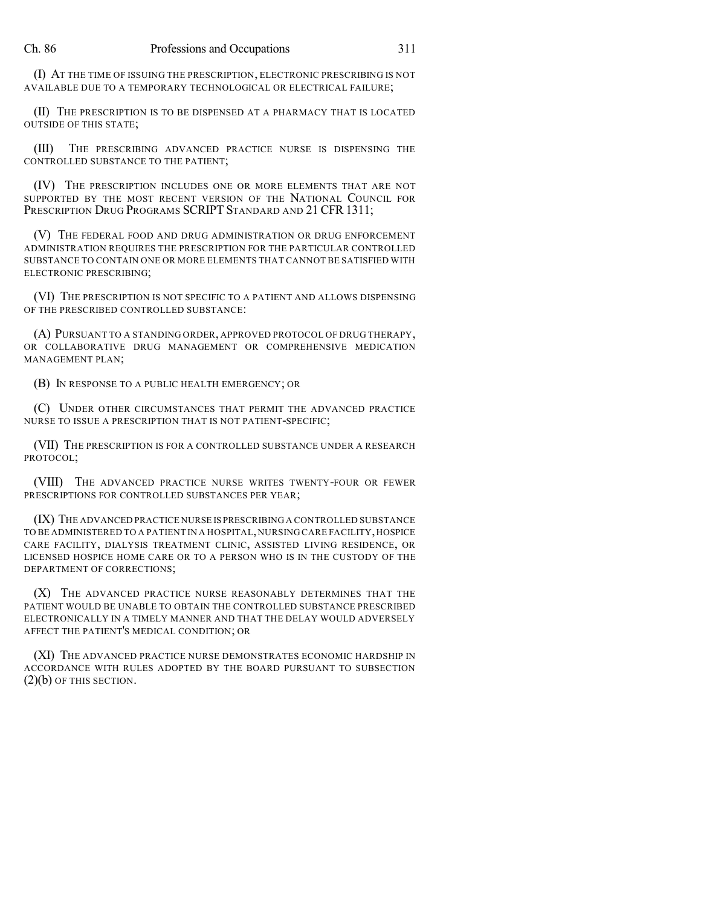(I) AT THE TIME OF ISSUING THE PRESCRIPTION, ELECTRONIC PRESCRIBING IS NOT AVAILABLE DUE TO A TEMPORARY TECHNOLOGICAL OR ELECTRICAL FAILURE;

(II) THE PRESCRIPTION IS TO BE DISPENSED AT A PHARMACY THAT IS LOCATED OUTSIDE OF THIS STATE;

(III) THE PRESCRIBING ADVANCED PRACTICE NURSE IS DISPENSING THE CONTROLLED SUBSTANCE TO THE PATIENT;

(IV) THE PRESCRIPTION INCLUDES ONE OR MORE ELEMENTS THAT ARE NOT SUPPORTED BY THE MOST RECENT VERSION OF THE NATIONAL COUNCIL FOR PRESCRIPTION DRUG PROGRAMS SCRIPT STANDARD AND 21 CFR 1311;

(V) THE FEDERAL FOOD AND DRUG ADMINISTRATION OR DRUG ENFORCEMENT ADMINISTRATION REQUIRES THE PRESCRIPTION FOR THE PARTICULAR CONTROLLED SUBSTANCE TO CONTAIN ONE OR MORE ELEMENTS THAT CANNOT BE SATISFIED WITH ELECTRONIC PRESCRIBING;

(VI) THE PRESCRIPTION IS NOT SPECIFIC TO A PATIENT AND ALLOWS DISPENSING OF THE PRESCRIBED CONTROLLED SUBSTANCE:

(A) PURSUANT TO A STANDING ORDER, APPROVED PROTOCOL OF DRUG THERAPY, OR COLLABORATIVE DRUG MANAGEMENT OR COMPREHENSIVE MEDICATION MANAGEMENT PLAN;

(B) IN RESPONSE TO A PUBLIC HEALTH EMERGENCY; OR

(C) UNDER OTHER CIRCUMSTANCES THAT PERMIT THE ADVANCED PRACTICE NURSE TO ISSUE A PRESCRIPTION THAT IS NOT PATIENT-SPECIFIC;

(VII) THE PRESCRIPTION IS FOR A CONTROLLED SUBSTANCE UNDER A RESEARCH PROTOCOL;

(VIII) THE ADVANCED PRACTICE NURSE WRITES TWENTY-FOUR OR FEWER PRESCRIPTIONS FOR CONTROLLED SUBSTANCES PER YEAR;

(IX) THE ADVANCED PRACTICE NURSE IS PRESCRIBING A CONTROLLED SUBSTANCE TO BE ADMINISTERED TO A PATIENT IN A HOSPITAL, NURSING CARE FACILITY, HOSPICE CARE FACILITY, DIALYSIS TREATMENT CLINIC, ASSISTED LIVING RESIDENCE, OR LICENSED HOSPICE HOME CARE OR TO A PERSON WHO IS IN THE CUSTODY OF THE DEPARTMENT OF CORRECTIONS;

(X) THE ADVANCED PRACTICE NURSE REASONABLY DETERMINES THAT THE PATIENT WOULD BE UNABLE TO OBTAIN THE CONTROLLED SUBSTANCE PRESCRIBED ELECTRONICALLY IN A TIMELY MANNER AND THAT THE DELAY WOULD ADVERSELY AFFECT THE PATIENT'S MEDICAL CONDITION; OR

(XI) THE ADVANCED PRACTICE NURSE DEMONSTRATES ECONOMIC HARDSHIP IN ACCORDANCE WITH RULES ADOPTED BY THE BOARD PURSUANT TO SUBSECTION (2)(b) OF THIS SECTION.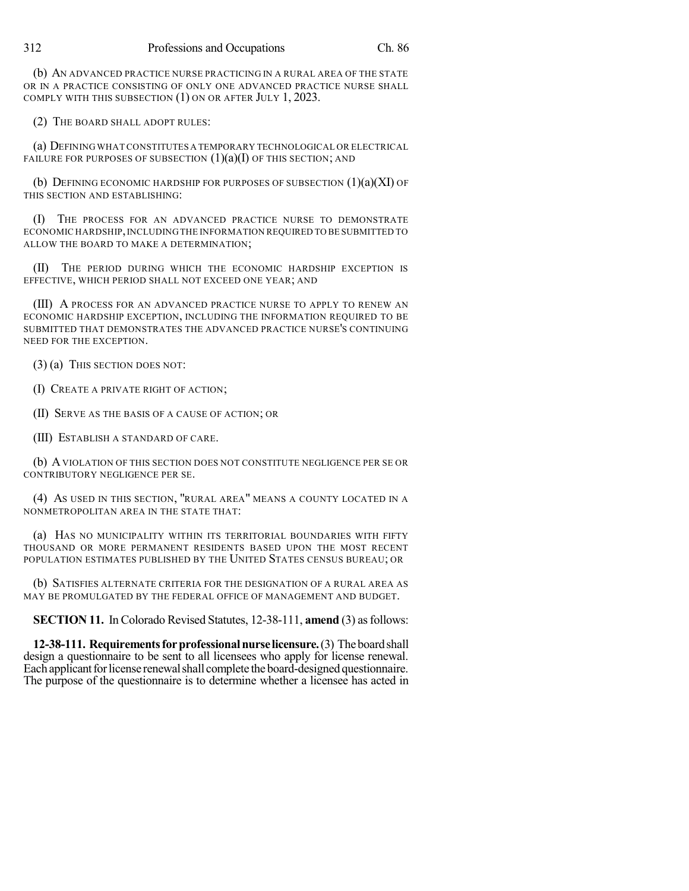(b) AN ADVANCED PRACTICE NURSE PRACTICING IN A RURAL AREA OF THE STATE OR IN A PRACTICE CONSISTING OF ONLY ONE ADVANCED PRACTICE NURSE SHALL COMPLY WITH THIS SUBSECTION (1) ON OR AFTER JULY 1, 2023.

(2) THE BOARD SHALL ADOPT RULES:

(a) DEFINING WHAT CONSTITUTES A TEMPORARY TECHNOLOGICAL OR ELECTRICAL FAILURE FOR PURPOSES OF SUBSECTION (1)(a)(I) OF THIS SECTION; AND

(b) DEFINING ECONOMIC HARDSHIP FOR PURPOSES OF SUBSECTION (1)(a)(XI) OF THIS SECTION AND ESTABLISHING:

(I) THE PROCESS FOR AN ADVANCED PRACTICE NURSE TO DEMONSTRATE ECONOMIC HARDSHIP, INCLUDING THE INFORMATION REQUIRED TO BE SUBMITTED TO ALLOW THE BOARD TO MAKE A DETERMINATION;

(II) THE PERIOD DURING WHICH THE ECONOMIC HARDSHIP EXCEPTION IS EFFECTIVE, WHICH PERIOD SHALL NOT EXCEED ONE YEAR; AND

(III) A PROCESS FOR AN ADVANCED PRACTICE NURSE TO APPLY TO RENEW AN ECONOMIC HARDSHIP EXCEPTION, INCLUDING THE INFORMATION REQUIRED TO BE SUBMITTED THAT DEMONSTRATES THE ADVANCED PRACTICE NURSE'S CONTINUING NEED FOR THE EXCEPTION.

(3) (a) THIS SECTION DOES NOT:

(I) CREATE A PRIVATE RIGHT OF ACTION;

(II) SERVE AS THE BASIS OF A CAUSE OF ACTION; OR

(III) ESTABLISH A STANDARD OF CARE.

(b) A VIOLATION OF THIS SECTION DOES NOT CONSTITUTE NEGLIGENCE PER SE OR CONTRIBUTORY NEGLIGENCE PER SE.

(4) AS USED IN THIS SECTION, "RURAL AREA" MEANS A COUNTY LOCATED IN A NONMETROPOLITAN AREA IN THE STATE THAT:

(a) HAS NO MUNICIPALITY WITHIN ITS TERRITORIAL BOUNDARIES WITH FIFTY THOUSAND OR MORE PERMANENT RESIDENTS BASED UPON THE MOST RECENT POPULATION ESTIMATES PUBLISHED BY THE UNITED STATES CENSUS BUREAU; OR

(b) SATISFIES ALTERNATE CRITERIA FOR THE DESIGNATION OF A RURAL AREA AS MAY BE PROMULGATED BY THE FEDERAL OFFICE OF MANAGEMENT AND BUDGET.

**SECTION 11.** In Colorado Revised Statutes, 12-38-111, **amend** (3) as follows:

**12-38-111. Requirements for professional nurse licensure.** (3) The board shall design a questionnaire to be sent to all licensees who apply for license renewal. Each applicant for license renewal shall complete the board-designed questionnaire. The purpose of the questionnaire is to determine whether a licensee has acted in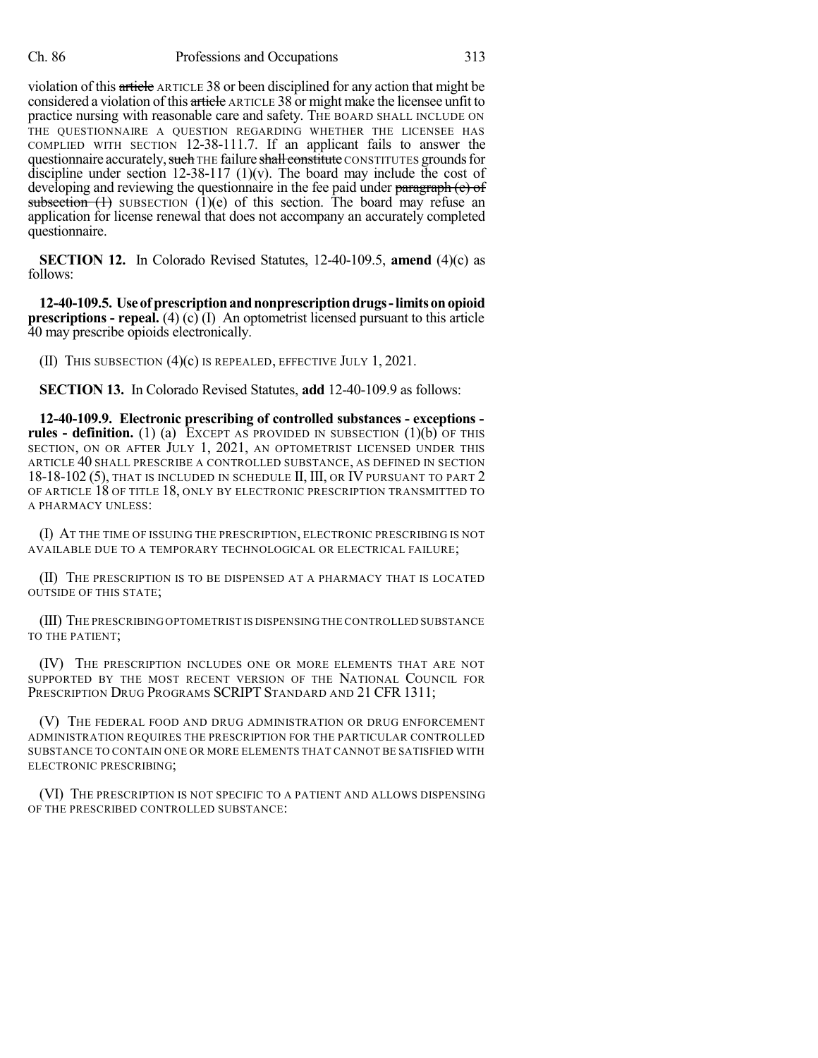violation of this ~~article~~ ARTICLE 38 or been disciplined for any action that might be considered a violation of this ~~article~~ ARTICLE 38 or might make the licensee unfit to practice nursing with reasonable care and safety. THE BOARD SHALL INCLUDE ON THE QUESTIONNAIRE A QUESTION REGARDING WHETHER THE LICENSEE HAS COMPLIED WITH SECTION 12-38-111.7. If an applicant fails to answer the questionnaire accurately, ~~such~~ THE failure ~~shall constitute~~ CONSTITUTES grounds for discipline under section 12-38-117 (1)(v). The board may include the cost of developing and reviewing the questionnaire in the fee paid under ~~paragraph (e) of subsection (1)~~ SUBSECTION (1)(e) of this section. The board may refuse an application for license renewal that does not accompany an accurately completed questionnaire.

**SECTION 12.** In Colorado Revised Statutes, 12-40-109.5, **amend** (4)(c) as follows:

**12-40-109.5. Use of prescription and nonprescription drugs - limits on opioid prescriptions - repeal.** (4) (c) (I) An optometrist licensed pursuant to this article 40 may prescribe opioids electronically.

(II) THIS SUBSECTION (4)(c) IS REPEALED, EFFECTIVE JULY 1, 2021.

**SECTION 13.** In Colorado Revised Statutes, **add** 12-40-109.9 as follows:

**12-40-109.9. Electronic prescribing of controlled substances - exceptions - rules - definition.** (1) (a) EXCEPT AS PROVIDED IN SUBSECTION (1)(b) OF THIS SECTION, ON OR AFTER JULY 1, 2021, AN OPTOMETRIST LICENSED UNDER THIS ARTICLE 40 SHALL PRESCRIBE A CONTROLLED SUBSTANCE, AS DEFINED IN SECTION 18-18-102 (5), THAT IS INCLUDED IN SCHEDULE II, III, OR IV PURSUANT TO PART 2 OF ARTICLE 18 OF TITLE 18, ONLY BY ELECTRONIC PRESCRIPTION TRANSMITTED TO A PHARMACY UNLESS:

(I) AT THE TIME OF ISSUING THE PRESCRIPTION, ELECTRONIC PRESCRIBING IS NOT AVAILABLE DUE TO A TEMPORARY TECHNOLOGICAL OR ELECTRICAL FAILURE;

(II) THE PRESCRIPTION IS TO BE DISPENSED AT A PHARMACY THAT IS LOCATED OUTSIDE OF THIS STATE;

(III) THE PRESCRIBING OPTOMETRIST IS DISPENSING THE CONTROLLED SUBSTANCE TO THE PATIENT;

(IV) THE PRESCRIPTION INCLUDES ONE OR MORE ELEMENTS THAT ARE NOT SUPPORTED BY THE MOST RECENT VERSION OF THE NATIONAL COUNCIL FOR PRESCRIPTION DRUG PROGRAMS SCRIPT STANDARD AND 21 CFR 1311;

(V) THE FEDERAL FOOD AND DRUG ADMINISTRATION OR DRUG ENFORCEMENT ADMINISTRATION REQUIRES THE PRESCRIPTION FOR THE PARTICULAR CONTROLLED SUBSTANCE TO CONTAIN ONE OR MORE ELEMENTS THAT CANNOT BE SATISFIED WITH ELECTRONIC PRESCRIBING;

(VI) THE PRESCRIPTION IS NOT SPECIFIC TO A PATIENT AND ALLOWS DISPENSING OF THE PRESCRIBED CONTROLLED SUBSTANCE: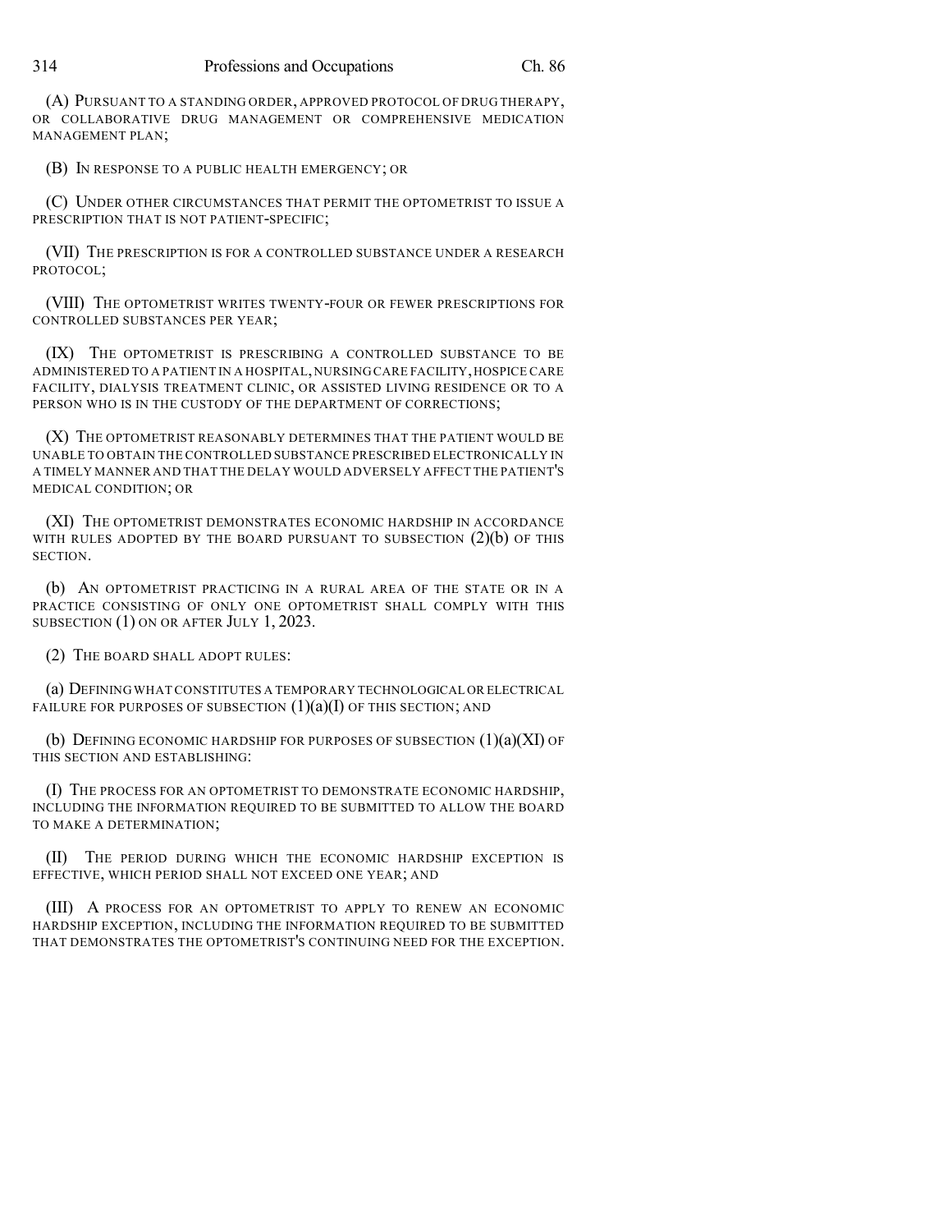(A) PURSUANT TO A STANDING ORDER, APPROVED PROTOCOL OF DRUG THERAPY, OR COLLABORATIVE DRUG MANAGEMENT OR COMPREHENSIVE MEDICATION MANAGEMENT PLAN;

(B) IN RESPONSE TO A PUBLIC HEALTH EMERGENCY; OR

(C) UNDER OTHER CIRCUMSTANCES THAT PERMIT THE OPTOMETRIST TO ISSUE A PRESCRIPTION THAT IS NOT PATIENT-SPECIFIC;

(VII) THE PRESCRIPTION IS FOR A CONTROLLED SUBSTANCE UNDER A RESEARCH PROTOCOL;

(VIII) THE OPTOMETRIST WRITES TWENTY-FOUR OR FEWER PRESCRIPTIONS FOR CONTROLLED SUBSTANCES PER YEAR;

(IX) THE OPTOMETRIST IS PRESCRIBING A CONTROLLED SUBSTANCE TO BE ADMINISTERED TO A PATIENT IN A HOSPITAL, NURSING CARE FACILITY, HOSPICE CARE FACILITY, DIALYSIS TREATMENT CLINIC, OR ASSISTED LIVING RESIDENCE OR TO A PERSON WHO IS IN THE CUSTODY OF THE DEPARTMENT OF CORRECTIONS;

(X) THE OPTOMETRIST REASONABLY DETERMINES THAT THE PATIENT WOULD BE UNABLE TO OBTAIN THE CONTROLLED SUBSTANCE PRESCRIBED ELECTRONICALLY IN A TIMELY MANNER AND THAT THE DELAY WOULD ADVERSELY AFFECT THE PATIENT'S MEDICAL CONDITION; OR

(XI) THE OPTOMETRIST DEMONSTRATES ECONOMIC HARDSHIP IN ACCORDANCE WITH RULES ADOPTED BY THE BOARD PURSUANT TO SUBSECTION (2)(b) OF THIS SECTION.

(b) AN OPTOMETRIST PRACTICING IN A RURAL AREA OF THE STATE OR IN A PRACTICE CONSISTING OF ONLY ONE OPTOMETRIST SHALL COMPLY WITH THIS SUBSECTION (1) ON OR AFTER JULY 1, 2023.

(2) THE BOARD SHALL ADOPT RULES:

(a) DEFINING WHAT CONSTITUTES A TEMPORARY TECHNOLOGICAL OR ELECTRICAL FAILURE FOR PURPOSES OF SUBSECTION (1)(a)(I) OF THIS SECTION; AND

(b) DEFINING ECONOMIC HARDSHIP FOR PURPOSES OF SUBSECTION (1)(a)(XI) OF THIS SECTION AND ESTABLISHING:

(I) THE PROCESS FOR AN OPTOMETRIST TO DEMONSTRATE ECONOMIC HARDSHIP, INCLUDING THE INFORMATION REQUIRED TO BE SUBMITTED TO ALLOW THE BOARD TO MAKE A DETERMINATION;

(II) THE PERIOD DURING WHICH THE ECONOMIC HARDSHIP EXCEPTION IS EFFECTIVE, WHICH PERIOD SHALL NOT EXCEED ONE YEAR; AND

(III) A PROCESS FOR AN OPTOMETRIST TO APPLY TO RENEW AN ECONOMIC HARDSHIP EXCEPTION, INCLUDING THE INFORMATION REQUIRED TO BE SUBMITTED THAT DEMONSTRATES THE OPTOMETRIST'S CONTINUING NEED FOR THE EXCEPTION.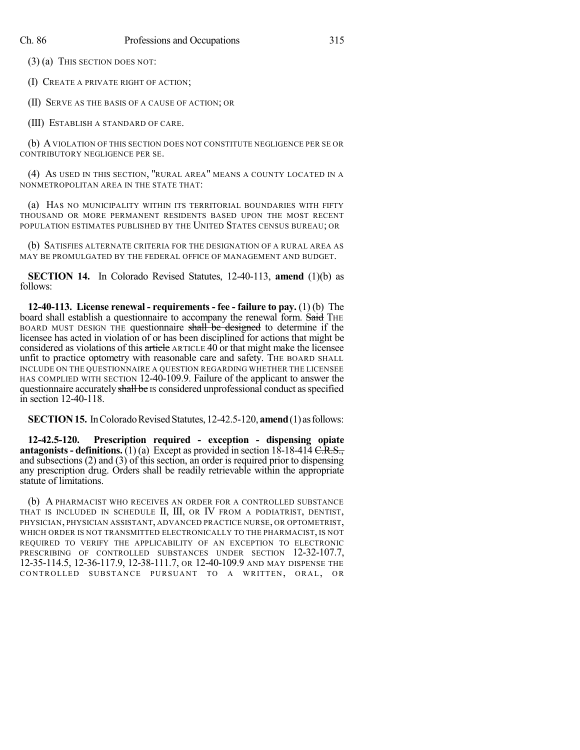(3) (a) THIS SECTION DOES NOT:

(I) CREATE A PRIVATE RIGHT OF ACTION;

(II) SERVE AS THE BASIS OF A CAUSE OF ACTION; OR

(III) ESTABLISH A STANDARD OF CARE.

(b) A VIOLATION OF THIS SECTION DOES NOT CONSTITUTE NEGLIGENCE PER SE OR CONTRIBUTORY NEGLIGENCE PER SE.

(4) AS USED IN THIS SECTION, "RURAL AREA" MEANS A COUNTY LOCATED IN A NONMETROPOLITAN AREA IN THE STATE THAT:

(a) HAS NO MUNICIPALITY WITHIN ITS TERRITORIAL BOUNDARIES WITH FIFTY THOUSAND OR MORE PERMANENT RESIDENTS BASED UPON THE MOST RECENT POPULATION ESTIMATES PUBLISHED BY THE UNITED STATES CENSUS BUREAU; OR

(b) SATISFIES ALTERNATE CRITERIA FOR THE DESIGNATION OF A RURAL AREA AS MAY BE PROMULGATED BY THE FEDERAL OFFICE OF MANAGEMENT AND BUDGET.

**SECTION 14.** In Colorado Revised Statutes, 12-40-113, **amend** (1)(b) as follows:

**12-40-113. License renewal - requirements - fee - failure to pay.** (1) (b) The board shall establish a questionnaire to accompany the renewal form. ~~Said~~ THE BOARD MUST DESIGN THE questionnaire ~~shall be designed~~ to determine if the licensee has acted in violation of or has been disciplined for actions that might be considered as violations of this ~~article~~ ARTICLE 40 or that might make the licensee unfit to practice optometry with reasonable care and safety. THE BOARD SHALL INCLUDE ON THE QUESTIONNAIRE A QUESTION REGARDING WHETHER THE LICENSEE HAS COMPLIED WITH SECTION 12-40-109.9. Failure of the applicant to answer the questionnaire accurately ~~shall be~~ IS considered unprofessional conduct as specified in section 12-40-118.

**SECTION 15.** In Colorado Revised Statutes, 12-42.5-120, **amend** (1) as follows:

**12-42.5-120. Prescription required - exception - dispensing opiate antagonists - definitions.** (1) (a) Except as provided in section 18-18-414 ~~C.R.S.,~~ and subsections (2) and (3) of this section, an order is required prior to dispensing any prescription drug. Orders shall be readily retrievable within the appropriate statute of limitations.

(b) A PHARMACIST WHO RECEIVES AN ORDER FOR A CONTROLLED SUBSTANCE THAT IS INCLUDED IN SCHEDULE II, III, OR IV FROM A PODIATRIST, DENTIST, PHYSICIAN, PHYSICIAN ASSISTANT, ADVANCED PRACTICE NURSE, OR OPTOMETRIST, WHICH ORDER IS NOT TRANSMITTED ELECTRONICALLY TO THE PHARMACIST, IS NOT REQUIRED TO VERIFY THE APPLICABILITY OF AN EXCEPTION TO ELECTRONIC PRESCRIBING OF CONTROLLED SUBSTANCES UNDER SECTION 12-32-107.7, 12-35-114.5, 12-36-117.9, 12-38-111.7, OR 12-40-109.9 AND MAY DISPENSE THE CONTROLLED SUBSTANCE PURSUANT TO A WRITTEN, ORAL, OR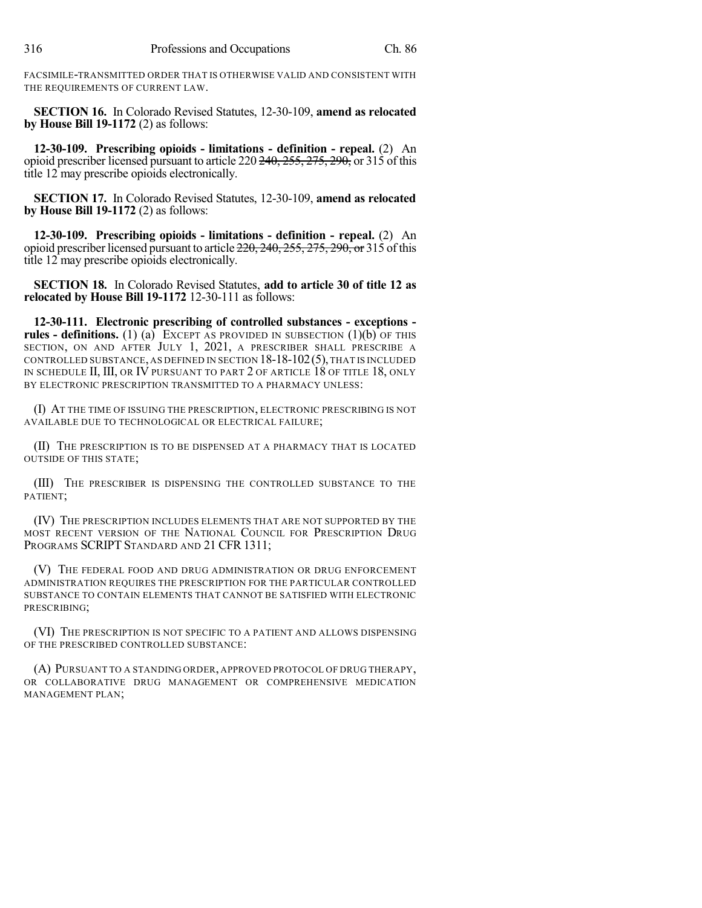FACSIMILE-TRANSMITTED ORDER THAT IS OTHERWISE VALID AND CONSISTENT WITH THE REQUIREMENTS OF CURRENT LAW.

**SECTION 16.** In Colorado Revised Statutes, 12-30-109, **amend as relocated by House Bill 19-1172** (2) as follows:

**12-30-109. Prescribing opioids - limitations - definition - repeal.** (2) An opioid prescriber licensed pursuant to article 220 ~~240, 255, 275, 290,~~ or 315 of this title 12 may prescribe opioids electronically.

**SECTION 17.** In Colorado Revised Statutes, 12-30-109, **amend as relocated by House Bill 19-1172** (2) as follows:

**12-30-109. Prescribing opioids - limitations - definition - repeal.** (2) An opioid prescriber licensed pursuant to article ~~220, 240, 255, 275, 290, or~~ 315 of this title 12 may prescribe opioids electronically.

**SECTION 18.** In Colorado Revised Statutes, **add to article 30 of title 12 as relocated by House Bill 19-1172** 12-30-111 as follows:

**12-30-111. Electronic prescribing of controlled substances - exceptions - rules - definitions.** (1) (a) EXCEPT AS PROVIDED IN SUBSECTION (1)(b) OF THIS SECTION, ON AND AFTER JULY 1, 2021, A PRESCRIBER SHALL PRESCRIBE A CONTROLLED SUBSTANCE, AS DEFINED IN SECTION 18-18-102 (5), THAT IS INCLUDED IN SCHEDULE II, III, OR IV PURSUANT TO PART 2 OF ARTICLE 18 OF TITLE 18, ONLY BY ELECTRONIC PRESCRIPTION TRANSMITTED TO A PHARMACY UNLESS:

(I) AT THE TIME OF ISSUING THE PRESCRIPTION, ELECTRONIC PRESCRIBING IS NOT AVAILABLE DUE TO TECHNOLOGICAL OR ELECTRICAL FAILURE;

(II) THE PRESCRIPTION IS TO BE DISPENSED AT A PHARMACY THAT IS LOCATED OUTSIDE OF THIS STATE;

(III) THE PRESCRIBER IS DISPENSING THE CONTROLLED SUBSTANCE TO THE PATIENT;

(IV) THE PRESCRIPTION INCLUDES ELEMENTS THAT ARE NOT SUPPORTED BY THE MOST RECENT VERSION OF THE NATIONAL COUNCIL FOR PRESCRIPTION DRUG PROGRAMS SCRIPT STANDARD AND 21 CFR 1311;

(V) THE FEDERAL FOOD AND DRUG ADMINISTRATION OR DRUG ENFORCEMENT ADMINISTRATION REQUIRES THE PRESCRIPTION FOR THE PARTICULAR CONTROLLED SUBSTANCE TO CONTAIN ELEMENTS THAT CANNOT BE SATISFIED WITH ELECTRONIC PRESCRIBING;

(VI) THE PRESCRIPTION IS NOT SPECIFIC TO A PATIENT AND ALLOWS DISPENSING OF THE PRESCRIBED CONTROLLED SUBSTANCE:

(A) PURSUANT TO A STANDING ORDER, APPROVED PROTOCOL OF DRUG THERAPY, OR COLLABORATIVE DRUG MANAGEMENT OR COMPREHENSIVE MEDICATION MANAGEMENT PLAN;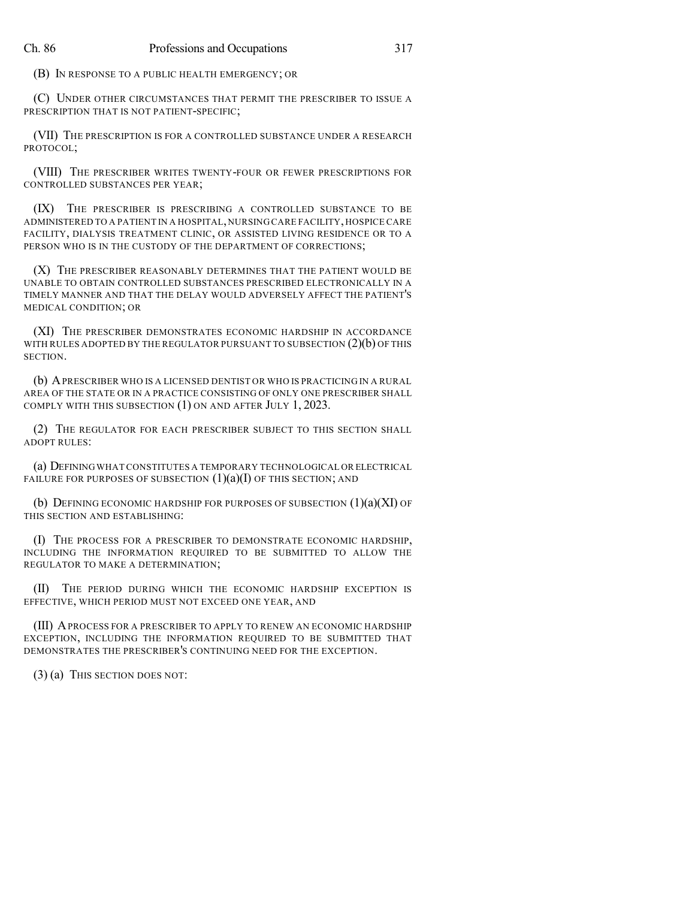(B) IN RESPONSE TO A PUBLIC HEALTH EMERGENCY; OR

(C) UNDER OTHER CIRCUMSTANCES THAT PERMIT THE PRESCRIBER TO ISSUE A PRESCRIPTION THAT IS NOT PATIENT-SPECIFIC;

(VII) THE PRESCRIPTION IS FOR A CONTROLLED SUBSTANCE UNDER A RESEARCH PROTOCOL;

(VIII) THE PRESCRIBER WRITES TWENTY-FOUR OR FEWER PRESCRIPTIONS FOR CONTROLLED SUBSTANCES PER YEAR;

(IX) THE PRESCRIBER IS PRESCRIBING A CONTROLLED SUBSTANCE TO BE ADMINISTERED TO A PATIENT IN A HOSPITAL, NURSING CARE FACILITY, HOSPICE CARE FACILITY, DIALYSIS TREATMENT CLINIC, OR ASSISTED LIVING RESIDENCE OR TO A PERSON WHO IS IN THE CUSTODY OF THE DEPARTMENT OF CORRECTIONS;

(X) THE PRESCRIBER REASONABLY DETERMINES THAT THE PATIENT WOULD BE UNABLE TO OBTAIN CONTROLLED SUBSTANCES PRESCRIBED ELECTRONICALLY IN A TIMELY MANNER AND THAT THE DELAY WOULD ADVERSELY AFFECT THE PATIENT'S MEDICAL CONDITION; OR

(XI) THE PRESCRIBER DEMONSTRATES ECONOMIC HARDSHIP IN ACCORDANCE WITH RULES ADOPTED BY THE REGULATOR PURSUANT TO SUBSECTION (2)(b) OF THIS SECTION.

(b) A PRESCRIBER WHO IS A LICENSED DENTIST OR WHO IS PRACTICING IN A RURAL AREA OF THE STATE OR IN A PRACTICE CONSISTING OF ONLY ONE PRESCRIBER SHALL COMPLY WITH THIS SUBSECTION (1) ON AND AFTER JULY 1, 2023.

(2) THE REGULATOR FOR EACH PRESCRIBER SUBJECT TO THIS SECTION SHALL ADOPT RULES:

(a) DEFINING WHAT CONSTITUTES A TEMPORARY TECHNOLOGICAL OR ELECTRICAL FAILURE FOR PURPOSES OF SUBSECTION (1)(a)(I) OF THIS SECTION; AND

(b) DEFINING ECONOMIC HARDSHIP FOR PURPOSES OF SUBSECTION (1)(a)(XI) OF THIS SECTION AND ESTABLISHING:

(I) THE PROCESS FOR A PRESCRIBER TO DEMONSTRATE ECONOMIC HARDSHIP, INCLUDING THE INFORMATION REQUIRED TO BE SUBMITTED TO ALLOW THE REGULATOR TO MAKE A DETERMINATION;

(II) THE PERIOD DURING WHICH THE ECONOMIC HARDSHIP EXCEPTION IS EFFECTIVE, WHICH PERIOD MUST NOT EXCEED ONE YEAR, AND

(III) A PROCESS FOR A PRESCRIBER TO APPLY TO RENEW AN ECONOMIC HARDSHIP EXCEPTION, INCLUDING THE INFORMATION REQUIRED TO BE SUBMITTED THAT DEMONSTRATES THE PRESCRIBER'S CONTINUING NEED FOR THE EXCEPTION.

(3) (a) THIS SECTION DOES NOT: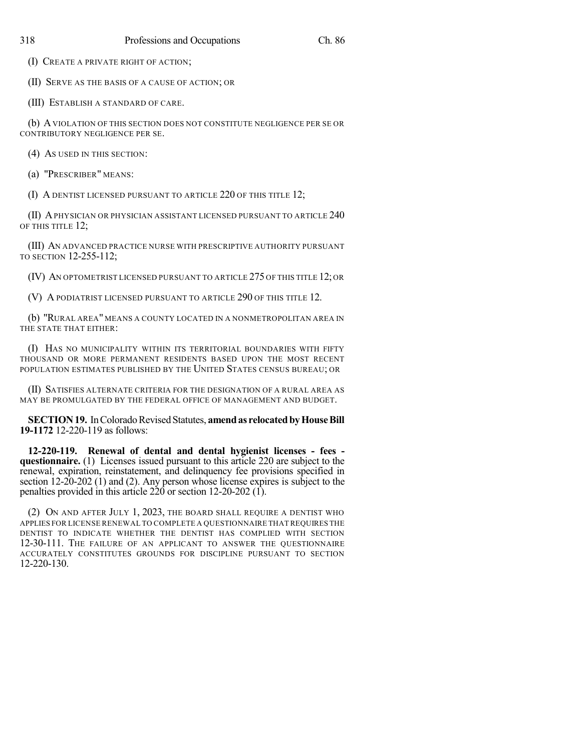(I) CREATE A PRIVATE RIGHT OF ACTION;

(II) SERVE AS THE BASIS OF A CAUSE OF ACTION; OR

(III) ESTABLISH A STANDARD OF CARE.

(b) A VIOLATION OF THIS SECTION DOES NOT CONSTITUTE NEGLIGENCE PER SE OR CONTRIBUTORY NEGLIGENCE PER SE.

(4) AS USED IN THIS SECTION:

(a) "PRESCRIBER" MEANS:

(I) A DENTIST LICENSED PURSUANT TO ARTICLE 220 OF THIS TITLE 12;

(II) A PHYSICIAN OR PHYSICIAN ASSISTANT LICENSED PURSUANT TO ARTICLE 240 OF THIS TITLE 12;

(III) AN ADVANCED PRACTICE NURSE WITH PRESCRIPTIVE AUTHORITY PURSUANT TO SECTION 12-255-112;

(IV) AN OPTOMETRIST LICENSED PURSUANT TO ARTICLE 275 OF THIS TITLE 12; OR

(V) A PODIATRIST LICENSED PURSUANT TO ARTICLE 290 OF THIS TITLE 12.

(b) "RURAL AREA" MEANS A COUNTY LOCATED IN A NONMETROPOLITAN AREA IN THE STATE THAT EITHER:

(I) HAS NO MUNICIPALITY WITHIN ITS TERRITORIAL BOUNDARIES WITH FIFTY THOUSAND OR MORE PERMANENT RESIDENTS BASED UPON THE MOST RECENT POPULATION ESTIMATES PUBLISHED BY THE UNITED STATES CENSUS BUREAU; OR

(II) SATISFIES ALTERNATE CRITERIA FOR THE DESIGNATION OF A RURAL AREA AS MAY BE PROMULGATED BY THE FEDERAL OFFICE OF MANAGEMENT AND BUDGET.

**SECTION 19.** In Colorado Revised Statutes, **amend as relocated by House Bill 19-1172** 12-220-119 as follows:

**12-220-119. Renewal of dental and dental hygienist licenses - fees - questionnaire.** (1) Licenses issued pursuant to this article 220 are subject to the renewal, expiration, reinstatement, and delinquency fee provisions specified in section 12-20-202 (1) and (2). Any person whose license expires is subject to the penalties provided in this article 220 or section 12-20-202 (1).

(2) ON AND AFTER JULY 1, 2023, THE BOARD SHALL REQUIRE A DENTIST WHO APPLIES FOR LICENSE RENEWAL TO COMPLETE A QUESTIONNAIRE THAT REQUIRES THE DENTIST TO INDICATE WHETHER THE DENTIST HAS COMPLIED WITH SECTION 12-30-111. THE FAILURE OF AN APPLICANT TO ANSWER THE QUESTIONNAIRE ACCURATELY CONSTITUTES GROUNDS FOR DISCIPLINE PURSUANT TO SECTION 12-220-130.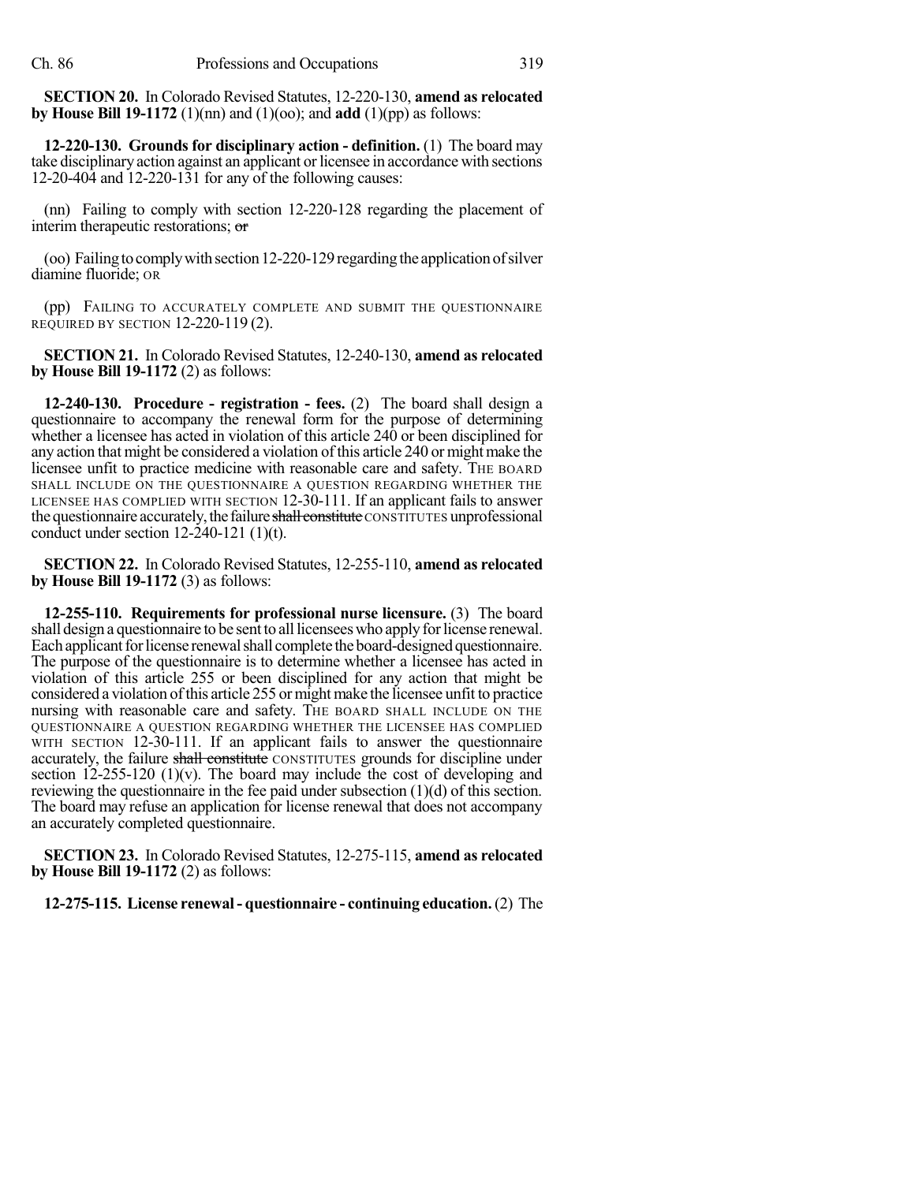**SECTION 20.** In Colorado Revised Statutes, 12-220-130, **amend as relocated by House Bill 19-1172** (1)(nn) and (1)(oo); and **add** (1)(pp) as follows:

**12-220-130. Grounds for disciplinary action - definition.** (1) The board may take disciplinary action against an applicant or licensee in accordance with sections 12-20-404 and 12-220-131 for any of the following causes:

(nn) Failing to comply with section 12-220-128 regarding the placement of interim therapeutic restorations; ~~or~~

(oo) Failing to comply with section 12-220-129 regarding the application of silver diamine fluoride; OR

(pp) FAILING TO ACCURATELY COMPLETE AND SUBMIT THE QUESTIONNAIRE REQUIRED BY SECTION 12-220-119 (2).

**SECTION 21.** In Colorado Revised Statutes, 12-240-130, **amend as relocated by House Bill 19-1172** (2) as follows:

**12-240-130. Procedure - registration - fees.** (2) The board shall design a questionnaire to accompany the renewal form for the purpose of determining whether a licensee has acted in violation of this article 240 or been disciplined for any action that might be considered a violation of this article 240 or might make the licensee unfit to practice medicine with reasonable care and safety. THE BOARD SHALL INCLUDE ON THE QUESTIONNAIRE A QUESTION REGARDING WHETHER THE LICENSEE HAS COMPLIED WITH SECTION 12-30-111. If an applicant fails to answer the questionnaire accurately, the failure ~~shall constitute~~ CONSTITUTES unprofessional conduct under section 12-240-121 (1)(t).

**SECTION 22.** In Colorado Revised Statutes, 12-255-110, **amend as relocated by House Bill 19-1172** (3) as follows:

**12-255-110. Requirements for professional nurse licensure.** (3) The board shall design a questionnaire to be sent to all licensees who apply for license renewal. Each applicant for license renewal shall complete the board-designed questionnaire. The purpose of the questionnaire is to determine whether a licensee has acted in violation of this article 255 or been disciplined for any action that might be considered a violation of this article 255 or might make the licensee unfit to practice nursing with reasonable care and safety. THE BOARD SHALL INCLUDE ON THE QUESTIONNAIRE A QUESTION REGARDING WHETHER THE LICENSEE HAS COMPLIED WITH SECTION 12-30-111. If an applicant fails to answer the questionnaire accurately, the failure ~~shall constitute~~ CONSTITUTES grounds for discipline under section 12-255-120 (1)(v). The board may include the cost of developing and reviewing the questionnaire in the fee paid under subsection (1)(d) of this section. The board may refuse an application for license renewal that does not accompany an accurately completed questionnaire.

**SECTION 23.** In Colorado Revised Statutes, 12-275-115, **amend as relocated by House Bill 19-1172** (2) as follows:

**12-275-115. License renewal - questionnaire - continuing education.** (2) The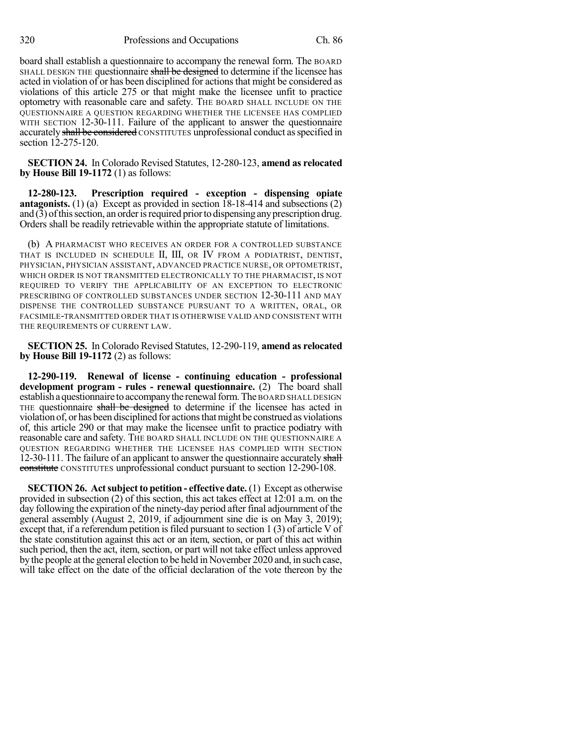board shall establish a questionnaire to accompany the renewal form. The BOARD SHALL DESIGN THE questionnaire ~~shall be designed~~ to determine if the licensee has acted in violation of or has been disciplined for actions that might be considered as violations of this article 275 or that might make the licensee unfit to practice optometry with reasonable care and safety. THE BOARD SHALL INCLUDE ON THE QUESTIONNAIRE A QUESTION REGARDING WHETHER THE LICENSEE HAS COMPLIED WITH SECTION 12-30-111. Failure of the applicant to answer the questionnaire accurately ~~shall be considered~~ CONSTITUTES unprofessional conduct as specified in section 12-275-120.

**SECTION 24.** In Colorado Revised Statutes, 12-280-123, **amend as relocated by House Bill 19-1172** (1) as follows:

**12-280-123. Prescription required - exception - dispensing opiate antagonists.** (1) (a) Except as provided in section 18-18-414 and subsections (2) and (3) of this section, an order is required prior to dispensing any prescription drug. Orders shall be readily retrievable within the appropriate statute of limitations.

(b) A PHARMACIST WHO RECEIVES AN ORDER FOR A CONTROLLED SUBSTANCE THAT IS INCLUDED IN SCHEDULE II, III, OR IV FROM A PODIATRIST, DENTIST, PHYSICIAN, PHYSICIAN ASSISTANT, ADVANCED PRACTICE NURSE, OR OPTOMETRIST, WHICH ORDER IS NOT TRANSMITTED ELECTRONICALLY TO THE PHARMACIST, IS NOT REQUIRED TO VERIFY THE APPLICABILITY OF AN EXCEPTION TO ELECTRONIC PRESCRIBING OF CONTROLLED SUBSTANCES UNDER SECTION 12-30-111 AND MAY DISPENSE THE CONTROLLED SUBSTANCE PURSUANT TO A WRITTEN, ORAL, OR FACSIMILE-TRANSMITTED ORDER THAT IS OTHERWISE VALID AND CONSISTENT WITH THE REQUIREMENTS OF CURRENT LAW.

**SECTION 25.** In Colorado Revised Statutes, 12-290-119, **amend as relocated by House Bill 19-1172** (2) as follows:

**12-290-119. Renewal of license - continuing education - professional development program - rules - renewal questionnaire.** (2) The board shall establish a questionnaire to accompany the renewal form. The BOARD SHALL DESIGN THE questionnaire ~~shall be designed~~ to determine if the licensee has acted in violation of, or has been disciplined for actions that might be construed as violations of, this article 290 or that may make the licensee unfit to practice podiatry with reasonable care and safety. THE BOARD SHALL INCLUDE ON THE QUESTIONNAIRE A QUESTION REGARDING WHETHER THE LICENSEE HAS COMPLIED WITH SECTION 12-30-111. The failure of an applicant to answer the questionnaire accurately ~~shall constitute~~ CONSTITUTES unprofessional conduct pursuant to section 12-290-108.

**SECTION 26. Act subject to petition - effective date.** (1) Except as otherwise provided in subsection (2) of this section, this act takes effect at 12:01 a.m. on the day following the expiration of the ninety-day period after final adjournment of the general assembly (August 2, 2019, if adjournment sine die is on May 3, 2019); except that, if a referendum petition is filed pursuant to section 1 (3) of article V of the state constitution against this act or an item, section, or part of this act within such period, then the act, item, section, or part will not take effect unless approved by the people at the general election to be held in November 2020 and, in such case, will take effect on the date of the official declaration of the vote thereon by the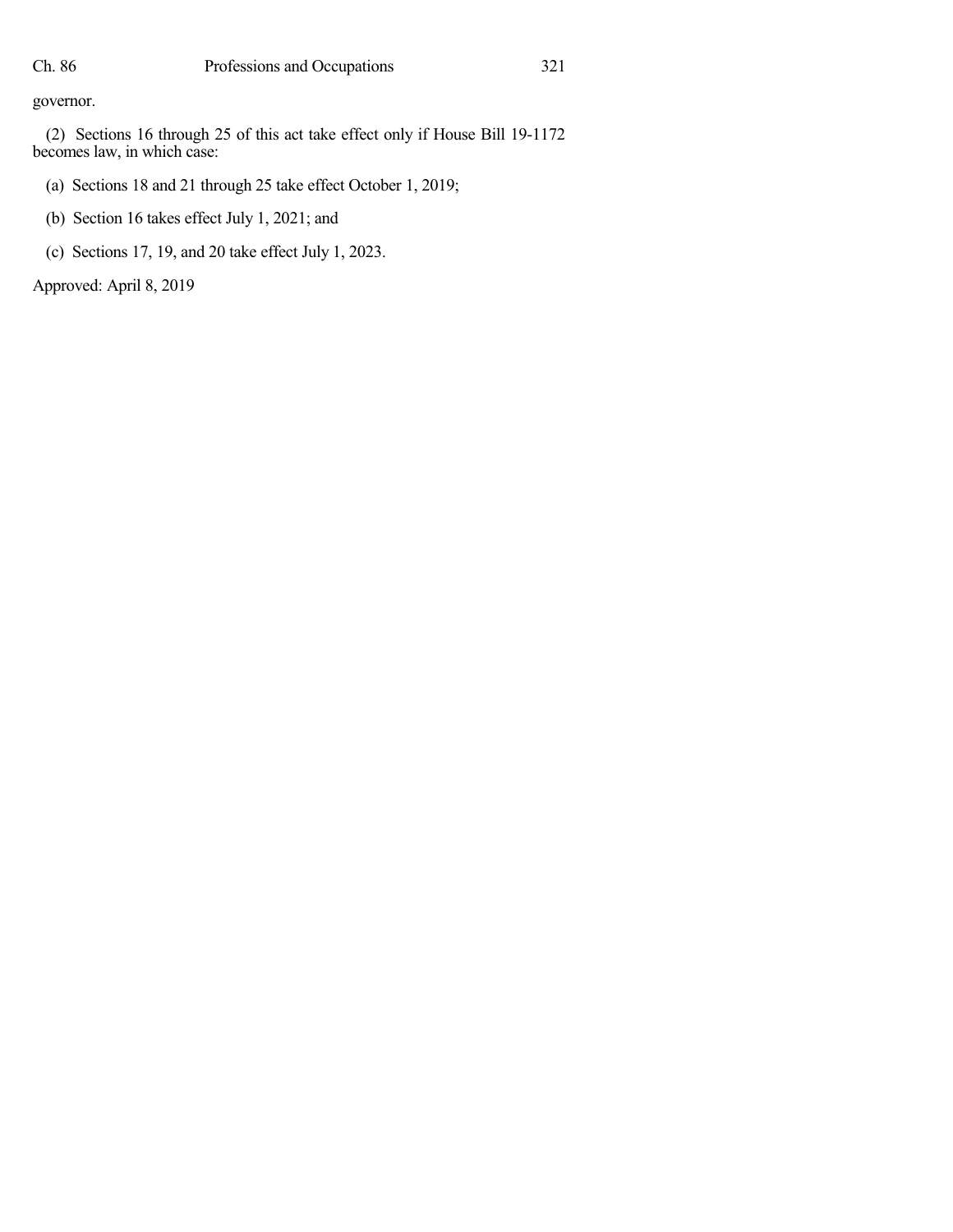governor.

(2) Sections 16 through 25 of this act take effect only if House Bill 19-1172 becomes law, in which case:

(a) Sections 18 and 21 through 25 take effect October 1, 2019;

(b) Section 16 takes effect July 1, 2021; and

(c) Sections 17, 19, and 20 take effect July 1, 2023.

Approved: April 8, 2019